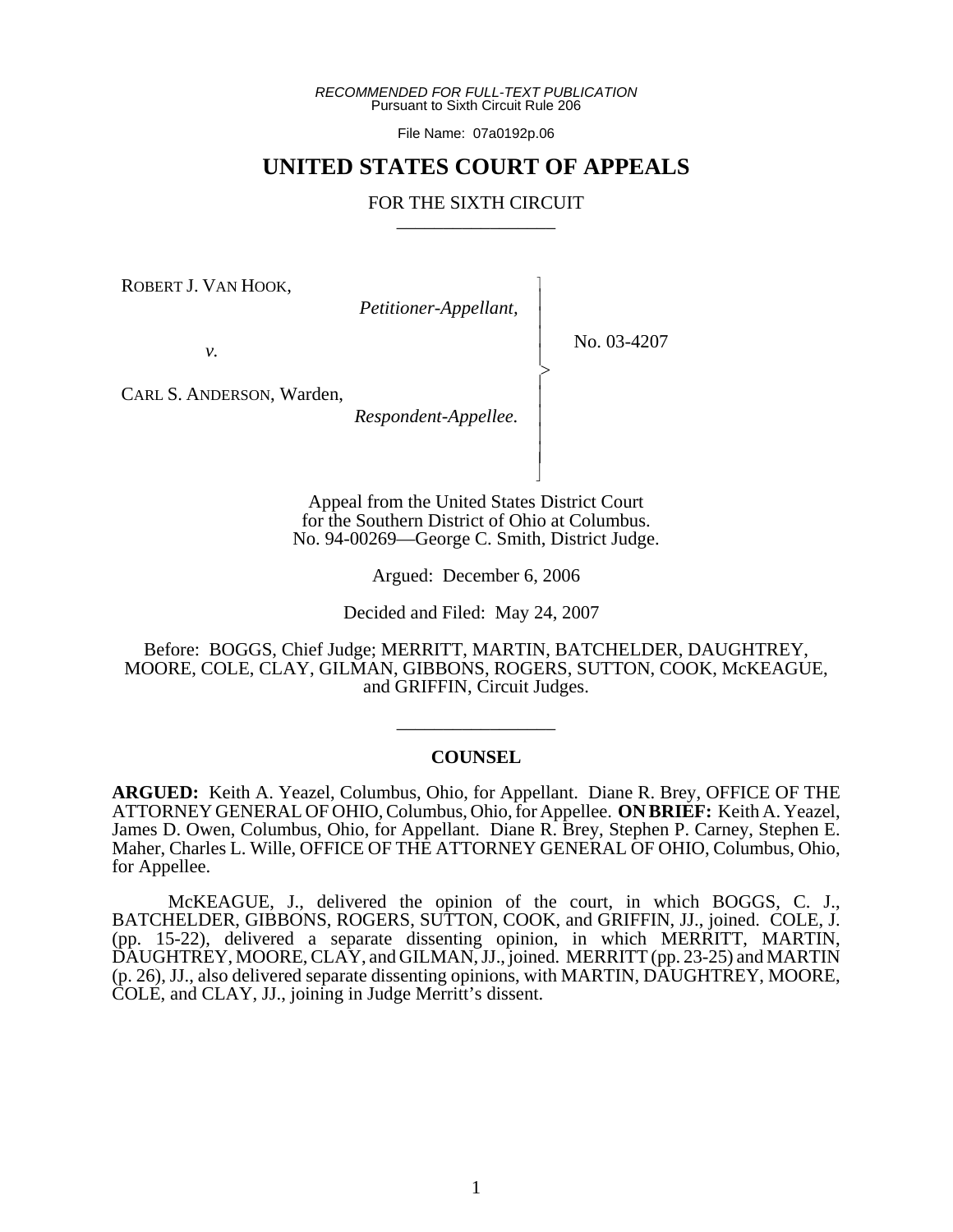*RECOMMENDED FOR FULL-TEXT PUBLICATION*
Pursuant to Sixth Circuit Rule 206

File Name: 07a0192p.06

# UNITED STATES COURT OF APPEALS

## FOR THE SIXTH CIRCUIT

---

ROBERT J. VAN HOOK,
*Petitioner-Appellant,*

*v.*

CARL S. ANDERSON, Warden,
*Respondent-Appellee.*

No. 03-4207

Appeal from the United States District Court for the Southern District of Ohio at Columbus.
No. 94-00269—George C. Smith, District Judge.

Argued: December 6, 2006

Decided and Filed: May 24, 2007

Before: BOGGS, Chief Judge; MERRITT, MARTIN, BATCHELDER, DAUGHTREY, MOORE, COLE, CLAY, GILMAN, GIBBONS, ROGERS, SUTTON, COOK, McKEAGUE, and GRIFFIN, Circuit Judges.

---

### COUNSEL

**ARGUED:** Keith A. Yeazel, Columbus, Ohio, for Appellant. Diane R. Brey, OFFICE OF THE ATTORNEY GENERAL OF OHIO, Columbus, Ohio, for Appellee. **ON BRIEF:** Keith A. Yeazel, James D. Owen, Columbus, Ohio, for Appellant. Diane R. Brey, Stephen P. Carney, Stephen E. Maher, Charles L. Wille, OFFICE OF THE ATTORNEY GENERAL OF OHIO, Columbus, Ohio, for Appellee.

McKEAGUE, J., delivered the opinion of the court, in which BOGGS, C. J., BATCHELDER, GIBBONS, ROGERS, SUTTON, COOK, and GRIFFIN, JJ., joined. COLE, J. (pp. 15-22), delivered a separate dissenting opinion, in which MERRITT, MARTIN, DAUGHTREY, MOORE, CLAY, and GILMAN, JJ., joined. MERRITT (pp. 23-25) and MARTIN (p. 26), JJ., also delivered separate dissenting opinions, with MARTIN, DAUGHTREY, MOORE, COLE, and CLAY, JJ., joining in Judge Merritt's dissent.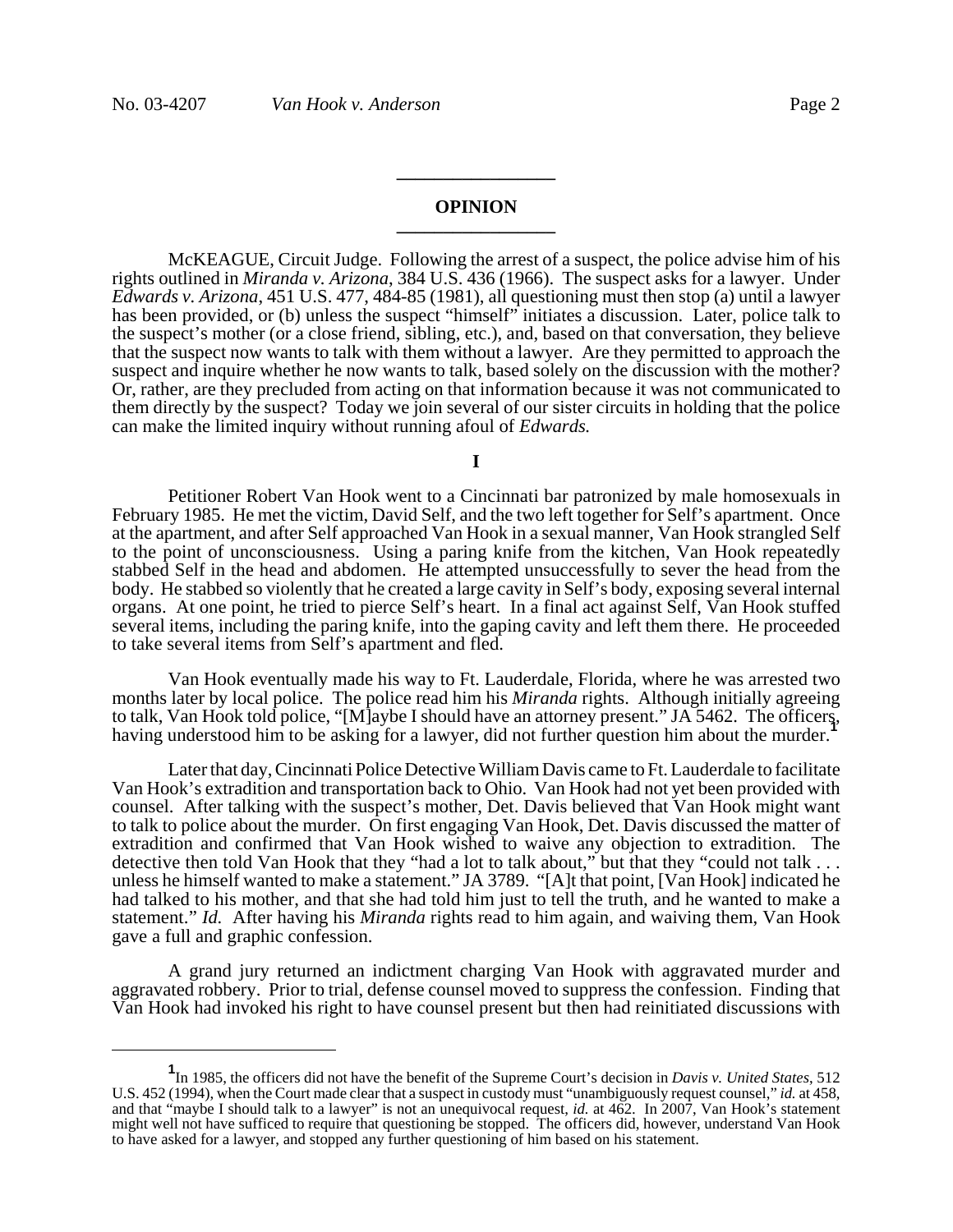## OPINION

McKEAGUE, Circuit Judge. Following the arrest of a suspect, the police advise him of his rights outlined in *Miranda v. Arizona*, 384 U.S. 436 (1966). The suspect asks for a lawyer. Under *Edwards v. Arizona*, 451 U.S. 477, 484-85 (1981), all questioning must then stop (a) until a lawyer has been provided, or (b) unless the suspect "himself" initiates a discussion. Later, police talk to the suspect's mother (or a close friend, sibling, etc.), and, based on that conversation, they believe that the suspect now wants to talk with them without a lawyer. Are they permitted to approach the suspect and inquire whether he now wants to talk, based solely on the discussion with the mother? Or, rather, are they precluded from acting on that information because it was not communicated to them directly by the suspect? Today we join several of our sister circuits in holding that the police can make the limited inquiry without running afoul of *Edwards.*

### I

Petitioner Robert Van Hook went to a Cincinnati bar patronized by male homosexuals in February 1985. He met the victim, David Self, and the two left together for Self's apartment. Once at the apartment, and after Self approached Van Hook in a sexual manner, Van Hook strangled Self to the point of unconsciousness. Using a paring knife from the kitchen, Van Hook repeatedly stabbed Self in the head and abdomen. He attempted unsuccessfully to sever the head from the body. He stabbed so violently that he created a large cavity in Self's body, exposing several internal organs. At one point, he tried to pierce Self's heart. In a final act against Self, Van Hook stuffed several items, including the paring knife, into the gaping cavity and left them there. He proceeded to take several items from Self's apartment and fled.

Van Hook eventually made his way to Ft. Lauderdale, Florida, where he was arrested two months later by local police. The police read him his *Miranda* rights. Although initially agreeing to talk, Van Hook told police, "[M]aybe I should have an attorney present." JA 5462. The officers, having understood him to be asking for a lawyer, did not further question him about the murder.[1]

Later that day, Cincinnati Police Detective William Davis came to Ft. Lauderdale to facilitate Van Hook's extradition and transportation back to Ohio. Van Hook had not yet been provided with counsel. After talking with the suspect's mother, Det. Davis believed that Van Hook might want to talk to police about the murder. On first engaging Van Hook, Det. Davis discussed the matter of extradition and confirmed that Van Hook wished to waive any objection to extradition. The detective then told Van Hook that they "had a lot to talk about," but that they "could not talk . . . unless he himself wanted to make a statement." JA 3789. "[A]t that point, [Van Hook] indicated he had talked to his mother, and that she had told him just to tell the truth, and he wanted to make a statement." *Id.* After having his *Miranda* rights read to him again, and waiving them, Van Hook gave a full and graphic confession.

A grand jury returned an indictment charging Van Hook with aggravated murder and aggravated robbery. Prior to trial, defense counsel moved to suppress the confession. Finding that Van Hook had invoked his right to have counsel present but then had reinitiated discussions with

---

[1] In 1985, the officers did not have the benefit of the Supreme Court's decision in *Davis v. United States*, 512 U.S. 452 (1994), when the Court made clear that a suspect in custody must "unambiguously request counsel," *id.* at 458, and that "maybe I should talk to a lawyer" is not an unequivocal request, *id.* at 462. In 2007, Van Hook's statement might well not have sufficed to require that questioning be stopped. The officers did, however, understand Van Hook to have asked for a lawyer, and stopped any further questioning of him based on his statement.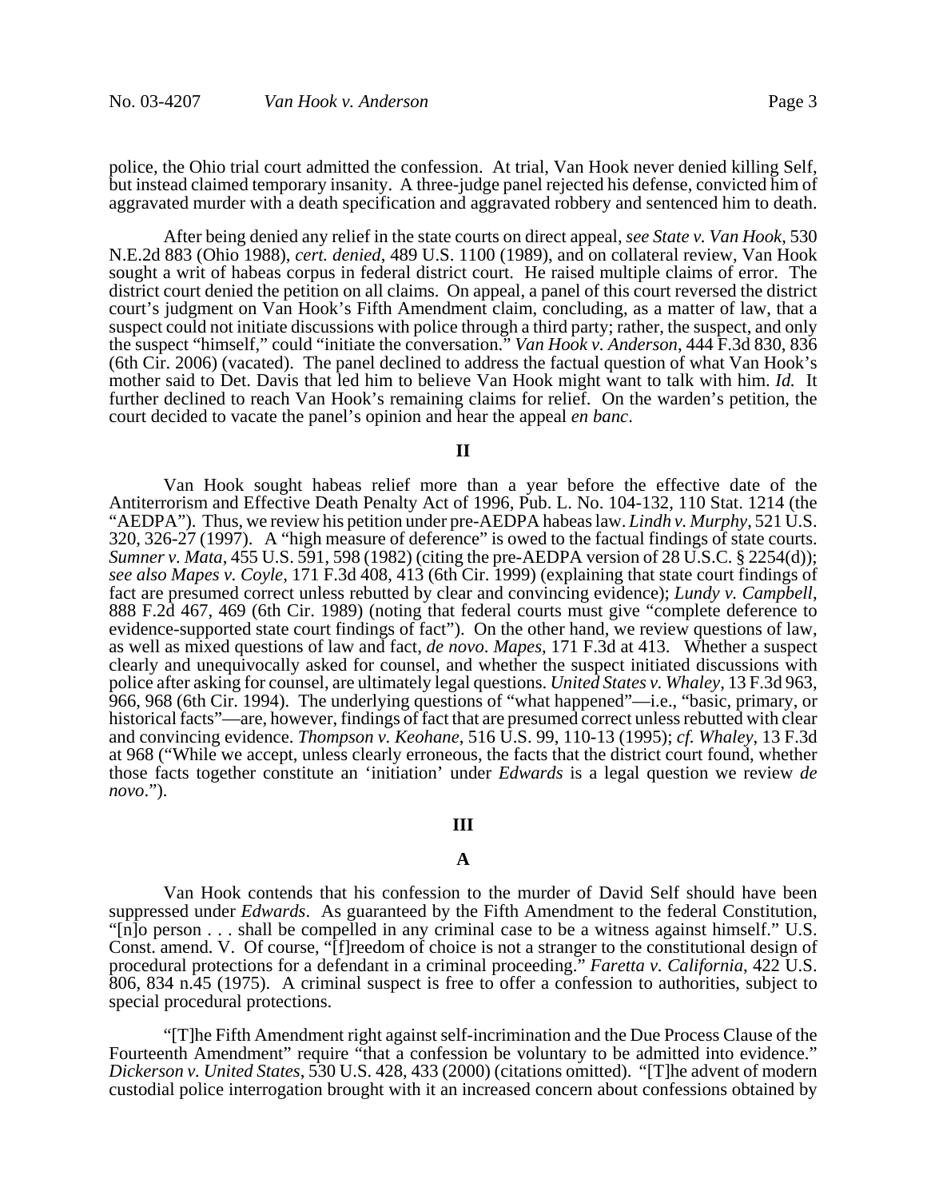police, the Ohio trial court admitted the confession. At trial, Van Hook never denied killing Self, but instead claimed temporary insanity. A three-judge panel rejected his defense, convicted him of aggravated murder with a death specification and aggravated robbery and sentenced him to death.

After being denied any relief in the state courts on direct appeal, *see State v. Van Hook*, 530 N.E.2d 883 (Ohio 1988), *cert. denied*, 489 U.S. 1100 (1989), and on collateral review, Van Hook sought a writ of habeas corpus in federal district court. He raised multiple claims of error. The district court denied the petition on all claims. On appeal, a panel of this court reversed the district court's judgment on Van Hook's Fifth Amendment claim, concluding, as a matter of law, that a suspect could not initiate discussions with police through a third party; rather, the suspect, and only the suspect "himself," could "initiate the conversation." *Van Hook v. Anderson*, 444 F.3d 830, 836 (6th Cir. 2006) (vacated). The panel declined to address the factual question of what Van Hook's mother said to Det. Davis that led him to believe Van Hook might want to talk with him. *Id.* It further declined to reach Van Hook's remaining claims for relief. On the warden's petition, the court decided to vacate the panel's opinion and hear the appeal *en banc*.

## II

Van Hook sought habeas relief more than a year before the effective date of the Antiterrorism and Effective Death Penalty Act of 1996, Pub. L. No. 104-132, 110 Stat. 1214 (the "AEDPA"). Thus, we review his petition under pre-AEDPA habeas law. *Lindh v. Murphy*, 521 U.S. 320, 326-27 (1997). A "high measure of deference" is owed to the factual findings of state courts. *Sumner v. Mata*, 455 U.S. 591, 598 (1982) (citing the pre-AEDPA version of 28 U.S.C. § 2254(d)); *see also Mapes v. Coyle*, 171 F.3d 408, 413 (6th Cir. 1999) (explaining that state court findings of fact are presumed correct unless rebutted by clear and convincing evidence); *Lundy v. Campbell*, 888 F.2d 467, 469 (6th Cir. 1989) (noting that federal courts must give "complete deference to evidence-supported state court findings of fact"). On the other hand, we review questions of law, as well as mixed questions of law and fact, *de novo*. *Mapes*, 171 F.3d at 413. Whether a suspect clearly and unequivocally asked for counsel, and whether the suspect initiated discussions with police after asking for counsel, are ultimately legal questions. *United States v. Whaley*, 13 F.3d 963, 966, 968 (6th Cir. 1994). The underlying questions of "what happened"—i.e., "basic, primary, or historical facts"—are, however, findings of fact that are presumed correct unless rebutted with clear and convincing evidence. *Thompson v. Keohane*, 516 U.S. 99, 110-13 (1995); *cf. Whaley*, 13 F.3d at 968 ("While we accept, unless clearly erroneous, the facts that the district court found, whether those facts together constitute an 'initiation' under *Edwards* is a legal question we review *de novo*.").

## III

### A

Van Hook contends that his confession to the murder of David Self should have been suppressed under *Edwards*. As guaranteed by the Fifth Amendment to the federal Constitution, "[n]o person . . . shall be compelled in any criminal case to be a witness against himself." U.S. Const. amend. V. Of course, "[f]reedom of choice is not a stranger to the constitutional design of procedural protections for a defendant in a criminal proceeding." *Faretta v. California*, 422 U.S. 806, 834 n.45 (1975). A criminal suspect is free to offer a confession to authorities, subject to special procedural protections.

"[T]he Fifth Amendment right against self-incrimination and the Due Process Clause of the Fourteenth Amendment" require "that a confession be voluntary to be admitted into evidence." *Dickerson v. United States*, 530 U.S. 428, 433 (2000) (citations omitted). "[T]he advent of modern custodial police interrogation brought with it an increased concern about confessions obtained by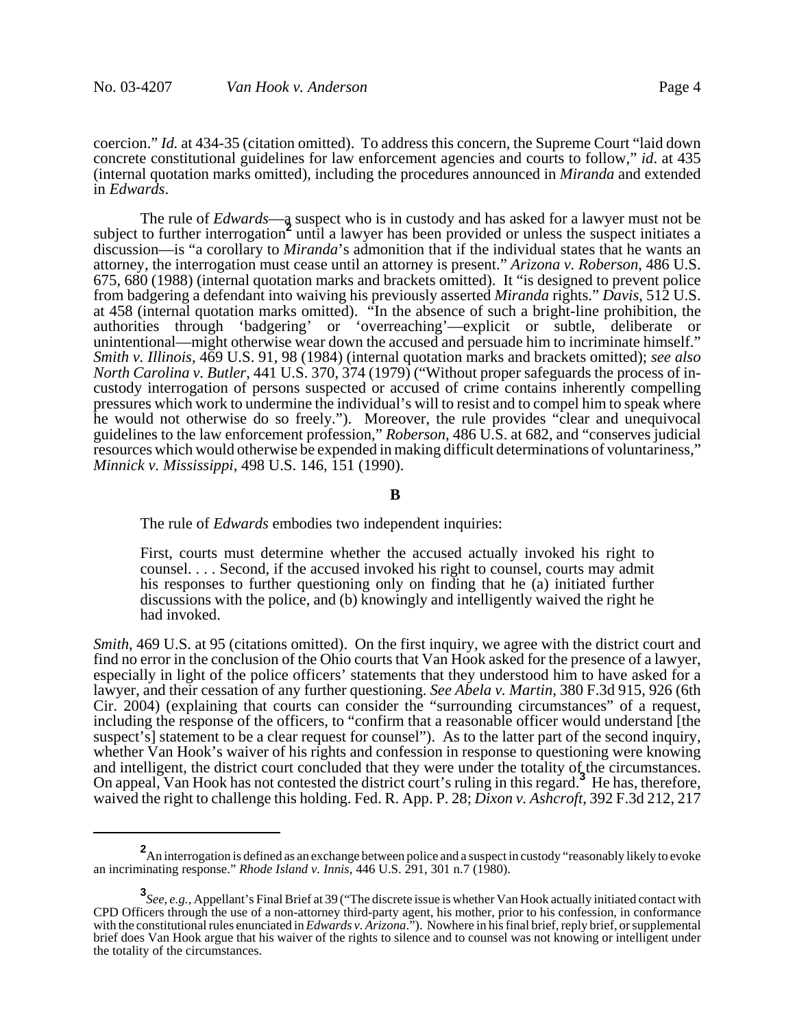coercion." *Id.* at 434-35 (citation omitted). To address this concern, the Supreme Court "laid down concrete constitutional guidelines for law enforcement agencies and courts to follow," *id*. at 435 (internal quotation marks omitted), including the procedures announced in *Miranda* and extended in *Edwards*.

The rule of *Edwards*—a suspect who is in custody and has asked for a lawyer must not be subject to further interrogation[2] until a lawyer has been provided or unless the suspect initiates a discussion—is "a corollary to *Miranda*'s admonition that if the individual states that he wants an attorney, the interrogation must cease until an attorney is present." *Arizona v. Roberson*, 486 U.S. 675, 680 (1988) (internal quotation marks and brackets omitted). It "is designed to prevent police from badgering a defendant into waiving his previously asserted *Miranda* rights." *Davis*, 512 U.S. at 458 (internal quotation marks omitted). "In the absence of such a bright-line prohibition, the authorities through 'badgering' or 'overreaching'—explicit or subtle, deliberate or unintentional—might otherwise wear down the accused and persuade him to incriminate himself." *Smith v. Illinois*, 469 U.S. 91, 98 (1984) (internal quotation marks and brackets omitted); *see also North Carolina v. Butler*, 441 U.S. 370, 374 (1979) ("Without proper safeguards the process of in-custody interrogation of persons suspected or accused of crime contains inherently compelling pressures which work to undermine the individual's will to resist and to compel him to speak where he would not otherwise do so freely."). Moreover, the rule provides "clear and unequivocal guidelines to the law enforcement profession," *Roberson*, 486 U.S. at 682, and "conserves judicial resources which would otherwise be expended in making difficult determinations of voluntariness," *Minnick v. Mississippi*, 498 U.S. 146, 151 (1990).

## B

The rule of *Edwards* embodies two independent inquiries:

> First, courts must determine whether the accused actually invoked his right to counsel. . . . Second, if the accused invoked his right to counsel, courts may admit his responses to further questioning only on finding that he (a) initiated further discussions with the police, and (b) knowingly and intelligently waived the right he had invoked.

*Smith*, 469 U.S. at 95 (citations omitted). On the first inquiry, we agree with the district court and find no error in the conclusion of the Ohio courts that Van Hook asked for the presence of a lawyer, especially in light of the police officers' statements that they understood him to have asked for a lawyer, and their cessation of any further questioning. *See Abela v. Martin*, 380 F.3d 915, 926 (6th Cir. 2004) (explaining that courts can consider the "surrounding circumstances" of a request, including the response of the officers, to "confirm that a reasonable officer would understand [the suspect's] statement to be a clear request for counsel"). As to the latter part of the second inquiry, whether Van Hook's waiver of his rights and confession in response to questioning were knowing and intelligent, the district court concluded that they were under the totality of the circumstances. On appeal, Van Hook has not contested the district court's ruling in this regard.[3] He has, therefore, waived the right to challenge this holding. Fed. R. App. P. 28; *Dixon v. Ashcroft*, 392 F.3d 212, 217

---

[2] An interrogation is defined as an exchange between police and a suspect in custody "reasonably likely to evoke an incriminating response." *Rhode Island v. Innis*, 446 U.S. 291, 301 n.7 (1980).

[3] *See, e.g.*, Appellant's Final Brief at 39 ("The discrete issue is whether Van Hook actually initiated contact with CPD Officers through the use of a non-attorney third-party agent, his mother, prior to his confession, in conformance with the constitutional rules enunciated in *Edwards v. Arizona*."). Nowhere in his final brief, reply brief, or supplemental brief does Van Hook argue that his waiver of the rights to silence and to counsel was not knowing or intelligent under the totality of the circumstances.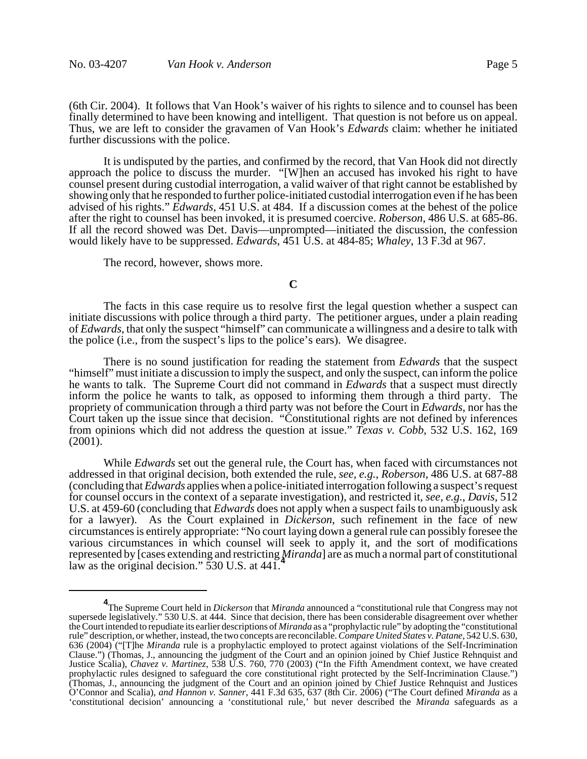(6th Cir. 2004). It follows that Van Hook's waiver of his rights to silence and to counsel has been finally determined to have been knowing and intelligent. That question is not before us on appeal. Thus, we are left to consider the gravamen of Van Hook's *Edwards* claim: whether he initiated further discussions with the police.

It is undisputed by the parties, and confirmed by the record, that Van Hook did not directly approach the police to discuss the murder. "[W]hen an accused has invoked his right to have counsel present during custodial interrogation, a valid waiver of that right cannot be established by showing only that he responded to further police-initiated custodial interrogation even if he has been advised of his rights." *Edwards*, 451 U.S. at 484. If a discussion comes at the behest of the police after the right to counsel has been invoked, it is presumed coercive. *Roberson*, 486 U.S. at 685-86. If all the record showed was Det. Davis—unprompted—initiated the discussion, the confession would likely have to be suppressed. *Edwards*, 451 U.S. at 484-85; *Whaley*, 13 F.3d at 967.

The record, however, shows more.

**C**

The facts in this case require us to resolve first the legal question whether a suspect can initiate discussions with police through a third party. The petitioner argues, under a plain reading of *Edwards*, that only the suspect "himself" can communicate a willingness and a desire to talk with the police (i.e., from the suspect's lips to the police's ears). We disagree.

There is no sound justification for reading the statement from *Edwards* that the suspect "himself" must initiate a discussion to imply the suspect, and only the suspect, can inform the police he wants to talk. The Supreme Court did not command in *Edwards* that a suspect must directly inform the police he wants to talk, as opposed to informing them through a third party. The propriety of communication through a third party was not before the Court in *Edwards*, nor has the Court taken up the issue since that decision. "Constitutional rights are not defined by inferences from opinions which did not address the question at issue." *Texas v. Cobb*, 532 U.S. 162, 169 (2001).

While *Edwards* set out the general rule, the Court has, when faced with circumstances not addressed in that original decision, both extended the rule, *see, e.g.*, *Roberson*, 486 U.S. at 687-88 (concluding that *Edwards* applies when a police-initiated interrogation following a suspect's request for counsel occurs in the context of a separate investigation), and restricted it, *see, e.g.*, *Davis*, 512 U.S. at 459-60 (concluding that *Edwards* does not apply when a suspect fails to unambiguously ask for a lawyer). As the Court explained in *Dickerson*, such refinement in the face of new circumstances is entirely appropriate: "No court laying down a general rule can possibly foresee the various circumstances in which counsel will seek to apply it, and the sort of modifications represented by [cases extending and restricting *Miranda*] are as much a normal part of constitutional law as the original decision." 530 U.S. at 441.[4]

---

[4] The Supreme Court held in *Dickerson* that *Miranda* announced a "constitutional rule that Congress may not supersede legislatively." 530 U.S. at 444. Since that decision, there has been considerable disagreement over whether the Court intended to repudiate its earlier descriptions of *Miranda* as a "prophylactic rule" by adopting the "constitutional rule" description, or whether, instead, the two concepts are reconcilable. *Compare United States v. Patane*, 542 U.S. 630, 636 (2004) ("[T]he *Miranda* rule is a prophylactic employed to protect against violations of the Self-Incrimination Clause.") (Thomas, J., announcing the judgment of the Court and an opinion joined by Chief Justice Rehnquist and Justice Scalia), *Chavez v. Martinez*, 538 U.S. 760, 770 (2003) ("In the Fifth Amendment context, we have created prophylactic rules designed to safeguard the core constitutional right protected by the Self-Incrimination Clause.") (Thomas, J., announcing the judgment of the Court and an opinion joined by Chief Justice Rehnquist and Justices O'Connor and Scalia), *and Hannon v. Sanner*, 441 F.3d 635, 637 (8th Cir. 2006) ("The Court defined *Miranda* as a 'constitutional decision' announcing a 'constitutional rule,' but never described the *Miranda* safeguards as a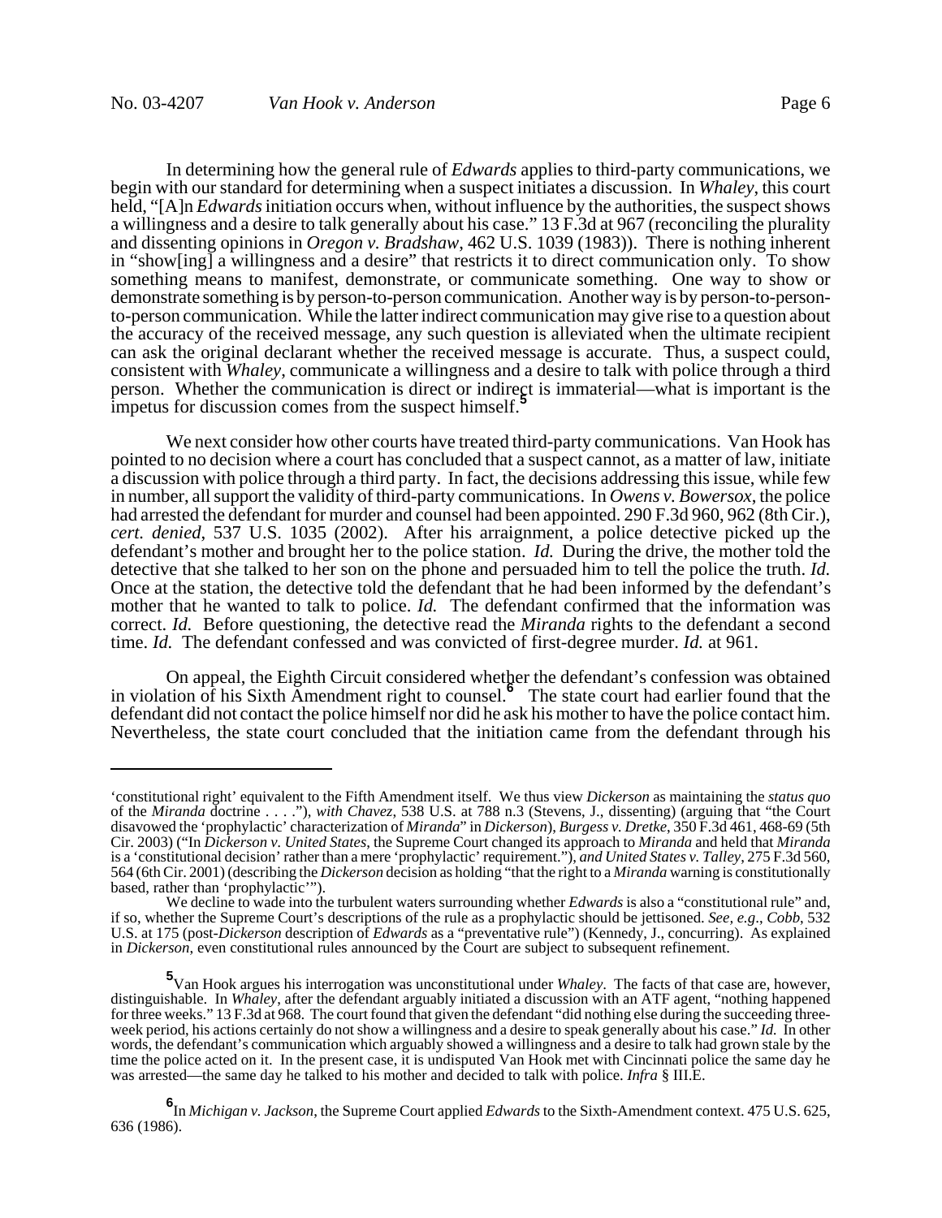In determining how the general rule of *Edwards* applies to third-party communications, we begin with our standard for determining when a suspect initiates a discussion. In *Whaley*, this court held, "[A]n *Edwards* initiation occurs when, without influence by the authorities, the suspect shows a willingness and a desire to talk generally about his case." 13 F.3d at 967 (reconciling the plurality and dissenting opinions in *Oregon v. Bradshaw*, 462 U.S. 1039 (1983)). There is nothing inherent in "show[ing] a willingness and a desire" that restricts it to direct communication only. To show something means to manifest, demonstrate, or communicate something. One way to show or demonstrate something is by person-to-person communication. Another way is by person-to-person-to-person communication. While the latter indirect communication may give rise to a question about the accuracy of the received message, any such question is alleviated when the ultimate recipient can ask the original declarant whether the received message is accurate. Thus, a suspect could, consistent with *Whaley*, communicate a willingness and a desire to talk with police through a third person. Whether the communication is direct or indirect is immaterial—what is important is the impetus for discussion comes from the suspect himself.[5]

We next consider how other courts have treated third-party communications. Van Hook has pointed to no decision where a court has concluded that a suspect cannot, as a matter of law, initiate a discussion with police through a third party. In fact, the decisions addressing this issue, while few in number, all support the validity of third-party communications. In *Owens v. Bowersox*, the police had arrested the defendant for murder and counsel had been appointed. 290 F.3d 960, 962 (8th Cir.), *cert. denied*, 537 U.S. 1035 (2002). After his arraignment, a police detective picked up the defendant's mother and brought her to the police station. *Id.* During the drive, the mother told the detective that she talked to her son on the phone and persuaded him to tell the police the truth. *Id.* Once at the station, the detective told the defendant that he had been informed by the defendant's mother that he wanted to talk to police. *Id.* The defendant confirmed that the information was correct. *Id.* Before questioning, the detective read the *Miranda* rights to the defendant a second time. *Id.* The defendant confessed and was convicted of first-degree murder. *Id.* at 961.

On appeal, the Eighth Circuit considered whether the defendant's confession was obtained in violation of his Sixth Amendment right to counsel.[6] The state court had earlier found that the defendant did not contact the police himself nor did he ask his mother to have the police contact him. Nevertheless, the state court concluded that the initiation came from the defendant through his

---

'constitutional right' equivalent to the Fifth Amendment itself. We thus view *Dickerson* as maintaining the *status quo* of the *Miranda* doctrine . . . ."), *with Chavez*, 538 U.S. at 788 n.3 (Stevens, J., dissenting) (arguing that "the Court disavowed the 'prophylactic' characterization of *Miranda*" in *Dickerson*), *Burgess v. Dretke*, 350 F.3d 461, 468-69 (5th Cir. 2003) ("In *Dickerson v. United States*, the Supreme Court changed its approach to *Miranda* and held that *Miranda* is a 'constitutional decision' rather than a mere 'prophylactic' requirement."), *and United States v. Talley*, 275 F.3d 560, 564 (6th Cir. 2001) (describing the *Dickerson* decision as holding "that the right to a *Miranda* warning is constitutionally based, rather than 'prophylactic'").

We decline to wade into the turbulent waters surrounding whether *Edwards* is also a "constitutional rule" and, if so, whether the Supreme Court's descriptions of the rule as a prophylactic should be jettisoned. *See, e.g*., *Cobb*, 532 U.S. at 175 (post-*Dickerson* description of *Edwards* as a "preventative rule") (Kennedy, J., concurring). As explained in *Dickerson*, even constitutional rules announced by the Court are subject to subsequent refinement.

[5] Van Hook argues his interrogation was unconstitutional under *Whaley*. The facts of that case are, however, distinguishable. In *Whaley*, after the defendant arguably initiated a discussion with an ATF agent, "nothing happened for three weeks." 13 F.3d at 968. The court found that given the defendant "did nothing else during the succeeding three-week period, his actions certainly do not show a willingness and a desire to speak generally about his case." *Id.* In other words, the defendant's communication which arguably showed a willingness and a desire to talk had grown stale by the time the police acted on it. In the present case, it is undisputed Van Hook met with Cincinnati police the same day he was arrested—the same day he talked to his mother and decided to talk with police. *Infra* § III.E.

[6] In *Michigan v. Jackson*, the Supreme Court applied *Edwards* to the Sixth-Amendment context. 475 U.S. 625, 636 (1986).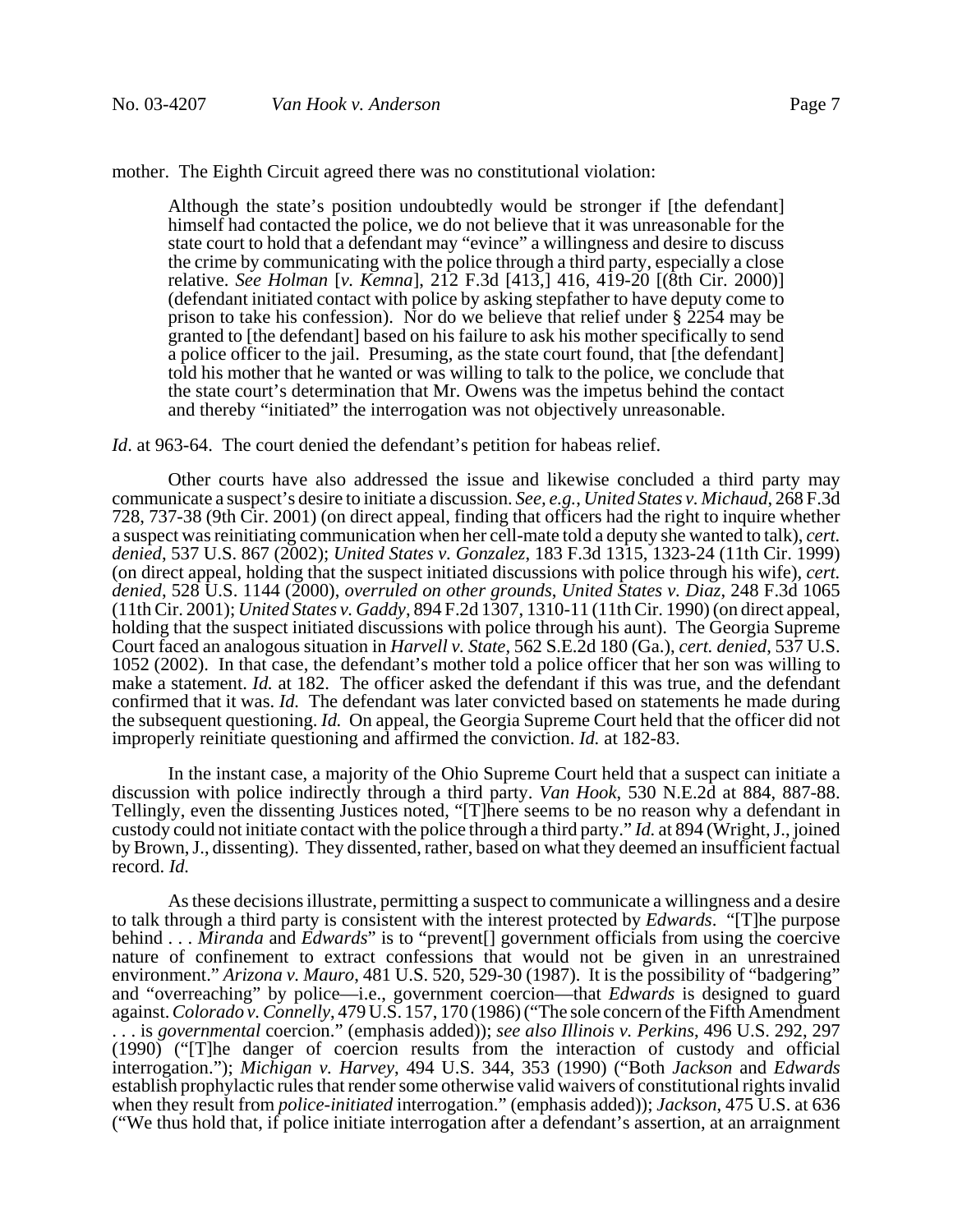mother. The Eighth Circuit agreed there was no constitutional violation:

> Although the state's position undoubtedly would be stronger if [the defendant] himself had contacted the police, we do not believe that it was unreasonable for the state court to hold that a defendant may "evince" a willingness and desire to discuss the crime by communicating with the police through a third party, especially a close relative. *See Holman* [*v. Kemna*], 212 F.3d [413,] 416, 419-20 [(8th Cir. 2000)] (defendant initiated contact with police by asking stepfather to have deputy come to prison to take his confession). Nor do we believe that relief under § 2254 may be granted to [the defendant] based on his failure to ask his mother specifically to send a police officer to the jail. Presuming, as the state court found, that [the defendant] told his mother that he wanted or was willing to talk to the police, we conclude that the state court's determination that Mr. Owens was the impetus behind the contact and thereby "initiated" the interrogation was not objectively unreasonable.

*Id*. at 963-64. The court denied the defendant's petition for habeas relief.

Other courts have also addressed the issue and likewise concluded a third party may communicate a suspect's desire to initiate a discussion. *See, e.g.*, *United States v. Michaud*, 268 F.3d 728, 737-38 (9th Cir. 2001) (on direct appeal, finding that officers had the right to inquire whether a suspect was reinitiating communication when her cell-mate told a deputy she wanted to talk), *cert. denied*, 537 U.S. 867 (2002); *United States v. Gonzalez*, 183 F.3d 1315, 1323-24 (11th Cir. 1999) (on direct appeal, holding that the suspect initiated discussions with police through his wife), *cert. denied*, 528 U.S. 1144 (2000), *overruled on other grounds*, *United States v. Diaz*, 248 F.3d 1065 (11th Cir. 2001); *United States v. Gaddy*, 894 F.2d 1307, 1310-11 (11th Cir. 1990) (on direct appeal, holding that the suspect initiated discussions with police through his aunt). The Georgia Supreme Court faced an analogous situation in *Harvell v. State*, 562 S.E.2d 180 (Ga.), *cert. denied*, 537 U.S. 1052 (2002). In that case, the defendant's mother told a police officer that her son was willing to make a statement. *Id.* at 182. The officer asked the defendant if this was true, and the defendant confirmed that it was. *Id.* The defendant was later convicted based on statements he made during the subsequent questioning. *Id.* On appeal, the Georgia Supreme Court held that the officer did not improperly reinitiate questioning and affirmed the conviction. *Id.* at 182-83.

In the instant case, a majority of the Ohio Supreme Court held that a suspect can initiate a discussion with police indirectly through a third party. *Van Hook*, 530 N.E.2d at 884, 887-88. Tellingly, even the dissenting Justices noted, "[T]here seems to be no reason why a defendant in custody could not initiate contact with the police through a third party." *Id.* at 894 (Wright, J., joined by Brown, J., dissenting). They dissented, rather, based on what they deemed an insufficient factual record. *Id.*

As these decisions illustrate, permitting a suspect to communicate a willingness and a desire to talk through a third party is consistent with the interest protected by *Edwards*. "[T]he purpose behind . . . *Miranda* and *Edwards*" is to "prevent[] government officials from using the coercive nature of confinement to extract confessions that would not be given in an unrestrained environment." *Arizona v. Mauro*, 481 U.S. 520, 529-30 (1987). It is the possibility of "badgering" and "overreaching" by police—i.e., government coercion—that *Edwards* is designed to guard against. *Colorado v. Connelly*, 479 U.S. 157, 170 (1986) ("The sole concern of the Fifth Amendment . . . is *governmental* coercion." (emphasis added)); *see also Illinois v. Perkins*, 496 U.S. 292, 297 (1990) ("[T]he danger of coercion results from the interaction of custody and official interrogation."); *Michigan v. Harvey*, 494 U.S. 344, 353 (1990) ("Both *Jackson* and *Edwards* establish prophylactic rules that render some otherwise valid waivers of constitutional rights invalid when they result from *police-initiated* interrogation." (emphasis added)); *Jackson*, 475 U.S. at 636 ("We thus hold that, if police initiate interrogation after a defendant's assertion, at an arraignment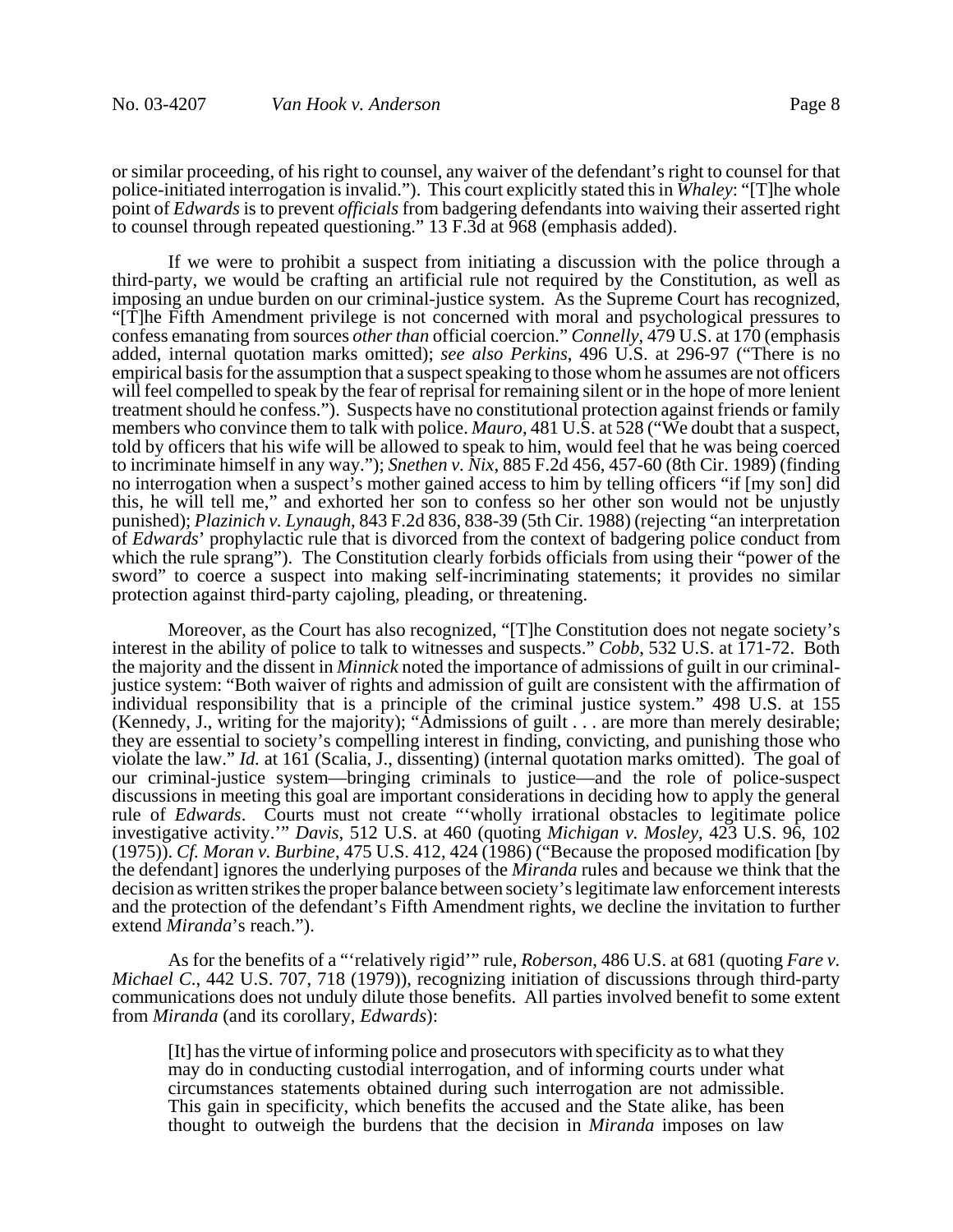or similar proceeding, of his right to counsel, any waiver of the defendant's right to counsel for that police-initiated interrogation is invalid."). This court explicitly stated this in *Whaley*: "[T]he whole point of *Edwards* is to prevent *officials* from badgering defendants into waiving their asserted right to counsel through repeated questioning." 13 F.3d at 968 (emphasis added).

If we were to prohibit a suspect from initiating a discussion with the police through a third-party, we would be crafting an artificial rule not required by the Constitution, as well as imposing an undue burden on our criminal-justice system. As the Supreme Court has recognized, "[T]he Fifth Amendment privilege is not concerned with moral and psychological pressures to confess emanating from sources *other than* official coercion." *Connelly*, 479 U.S. at 170 (emphasis added, internal quotation marks omitted); *see also Perkins*, 496 U.S. at 296-97 ("There is no empirical basis for the assumption that a suspect speaking to those whom he assumes are not officers will feel compelled to speak by the fear of reprisal for remaining silent or in the hope of more lenient treatment should he confess."). Suspects have no constitutional protection against friends or family members who convince them to talk with police. *Mauro*, 481 U.S. at 528 ("We doubt that a suspect, told by officers that his wife will be allowed to speak to him, would feel that he was being coerced to incriminate himself in any way."); *Snethen v. Nix*, 885 F.2d 456, 457-60 (8th Cir. 1989) (finding no interrogation when a suspect's mother gained access to him by telling officers "if [my son] did this, he will tell me," and exhorted her son to confess so her other son would not be unjustly punished); *Plazinich v. Lynaugh*, 843 F.2d 836, 838-39 (5th Cir. 1988) (rejecting "an interpretation of *Edwards*' prophylactic rule that is divorced from the context of badgering police conduct from which the rule sprang"). The Constitution clearly forbids officials from using their "power of the sword" to coerce a suspect into making self-incriminating statements; it provides no similar protection against third-party cajoling, pleading, or threatening.

Moreover, as the Court has also recognized, "[T]he Constitution does not negate society's interest in the ability of police to talk to witnesses and suspects." *Cobb*, 532 U.S. at 171-72. Both the majority and the dissent in *Minnick* noted the importance of admissions of guilt in our criminal-justice system: "Both waiver of rights and admission of guilt are consistent with the affirmation of individual responsibility that is a principle of the criminal justice system." 498 U.S. at 155 (Kennedy, J., writing for the majority); "Admissions of guilt . . . are more than merely desirable; they are essential to society's compelling interest in finding, convicting, and punishing those who violate the law." *Id.* at 161 (Scalia, J., dissenting) (internal quotation marks omitted). The goal of our criminal-justice system—bringing criminals to justice—and the role of police-suspect discussions in meeting this goal are important considerations in deciding how to apply the general rule of *Edwards*. Courts must not create "'wholly irrational obstacles to legitimate police investigative activity.'" *Davis*, 512 U.S. at 460 (quoting *Michigan v. Mosley*, 423 U.S. 96, 102 (1975)). *Cf. Moran v. Burbine*, 475 U.S. 412, 424 (1986) ("Because the proposed modification [by the defendant] ignores the underlying purposes of the *Miranda* rules and because we think that the decision as written strikes the proper balance between society's legitimate law enforcement interests and the protection of the defendant's Fifth Amendment rights, we decline the invitation to further extend *Miranda*'s reach.").

As for the benefits of a "'relatively rigid'" rule, *Roberson*, 486 U.S. at 681 (quoting *Fare v. Michael C.*, 442 U.S. 707, 718 (1979)), recognizing initiation of discussions through third-party communications does not unduly dilute those benefits. All parties involved benefit to some extent from *Miranda* (and its corollary, *Edwards*):

> [It] has the virtue of informing police and prosecutors with specificity as to what they may do in conducting custodial interrogation, and of informing courts under what circumstances statements obtained during such interrogation are not admissible. This gain in specificity, which benefits the accused and the State alike, has been thought to outweigh the burdens that the decision in *Miranda* imposes on law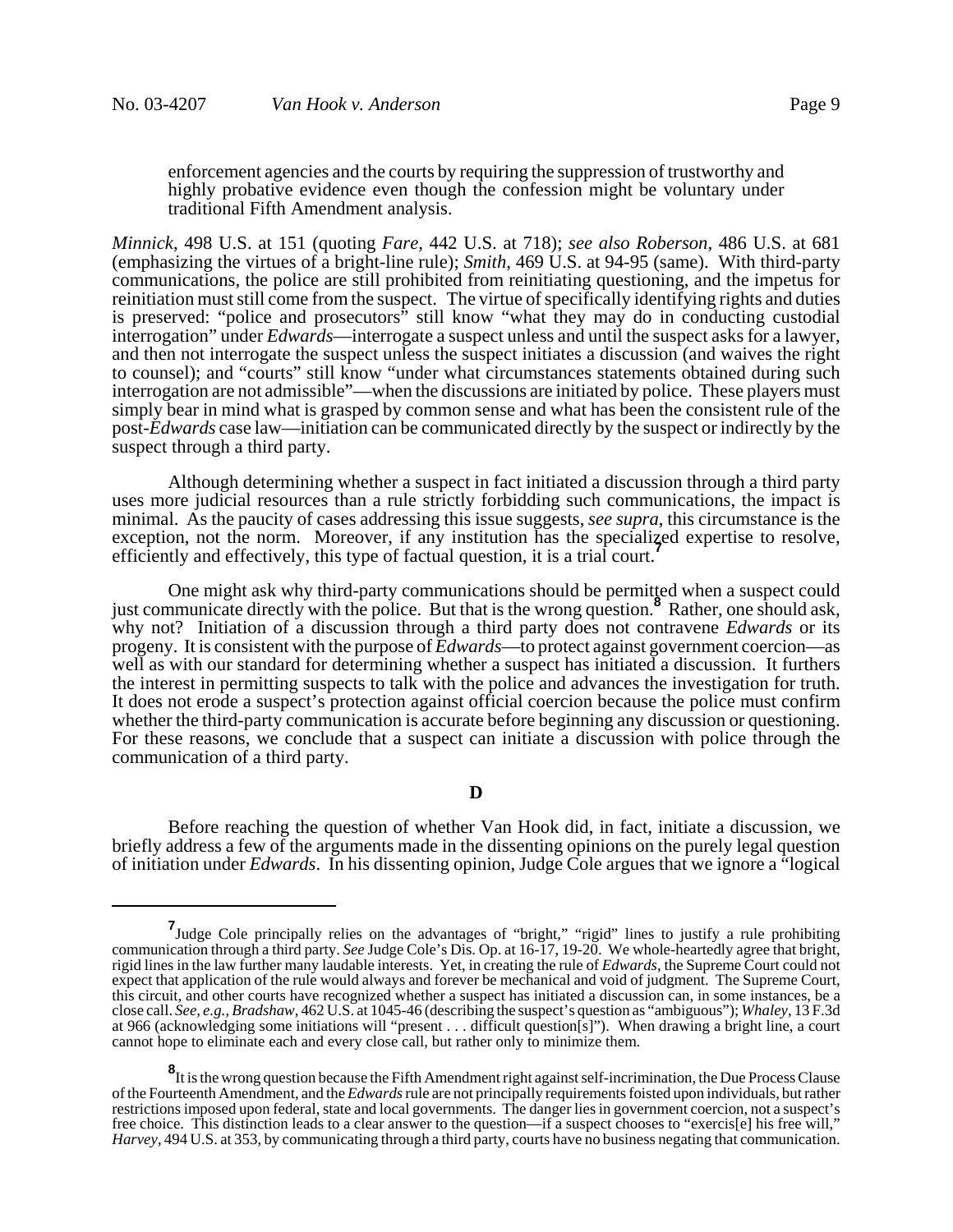> enforcement agencies and the courts by requiring the suppression of trustworthy and highly probative evidence even though the confession might be voluntary under traditional Fifth Amendment analysis.

*Minnick*, 498 U.S. at 151 (quoting *Fare*, 442 U.S. at 718); *see also Roberson*, 486 U.S. at 681 (emphasizing the virtues of a bright-line rule); *Smith*, 469 U.S. at 94-95 (same). With third-party communications, the police are still prohibited from reinitiating questioning, and the impetus for reinitiation must still come from the suspect. The virtue of specifically identifying rights and duties is preserved: "police and prosecutors" still know "what they may do in conducting custodial interrogation" under *Edwards*—interrogate a suspect unless and until the suspect asks for a lawyer, and then not interrogate the suspect unless the suspect initiates a discussion (and waives the right to counsel); and "courts" still know "under what circumstances statements obtained during such interrogation are not admissible"—when the discussions are initiated by police. These players must simply bear in mind what is grasped by common sense and what has been the consistent rule of the post-*Edwards* case law—initiation can be communicated directly by the suspect or indirectly by the suspect through a third party.

Although determining whether a suspect in fact initiated a discussion through a third party uses more judicial resources than a rule strictly forbidding such communications, the impact is minimal. As the paucity of cases addressing this issue suggests, *see supra*, this circumstance is the exception, not the norm. Moreover, if any institution has the specialized expertise to resolve, efficiently and effectively, this type of factual question, it is a trial court.[7]

One might ask why third-party communications should be permitted when a suspect could just communicate directly with the police. But that is the wrong question.[8] Rather, one should ask, why not? Initiation of a discussion through a third party does not contravene *Edwards* or its progeny. It is consistent with the purpose of *Edwards*—to protect against government coercion—as well as with our standard for determining whether a suspect has initiated a discussion. It furthers the interest in permitting suspects to talk with the police and advances the investigation for truth. It does not erode a suspect's protection against official coercion because the police must confirm whether the third-party communication is accurate before beginning any discussion or questioning. For these reasons, we conclude that a suspect can initiate a discussion with police through the communication of a third party.

### D

Before reaching the question of whether Van Hook did, in fact, initiate a discussion, we briefly address a few of the arguments made in the dissenting opinions on the purely legal question of initiation under *Edwards*. In his dissenting opinion, Judge Cole argues that we ignore a "logical

---

[7] Judge Cole principally relies on the advantages of "bright," "rigid" lines to justify a rule prohibiting communication through a third party. *See* Judge Cole's Dis. Op. at 16-17, 19-20. We whole-heartedly agree that bright, rigid lines in the law further many laudable interests. Yet, in creating the rule of *Edwards*, the Supreme Court could not expect that application of the rule would always and forever be mechanical and void of judgment. The Supreme Court, this circuit, and other courts have recognized whether a suspect has initiated a discussion can, in some instances, be a close call. *See, e.g., Bradshaw*, 462 U.S. at 1045-46 (describing the suspect's question as "ambiguous"); *Whaley*, 13 F.3d at 966 (acknowledging some initiations will "present . . . difficult question[s]"). When drawing a bright line, a court cannot hope to eliminate each and every close call, but rather only to minimize them.

[8] It is the wrong question because the Fifth Amendment right against self-incrimination, the Due Process Clause of the Fourteenth Amendment, and the *Edwards* rule are not principally requirements foisted upon individuals, but rather restrictions imposed upon federal, state and local governments. The danger lies in government coercion, not a suspect's free choice. This distinction leads to a clear answer to the question—if a suspect chooses to "exercis[e] his free will," *Harvey*, 494 U.S. at 353, by communicating through a third party, courts have no business negating that communication.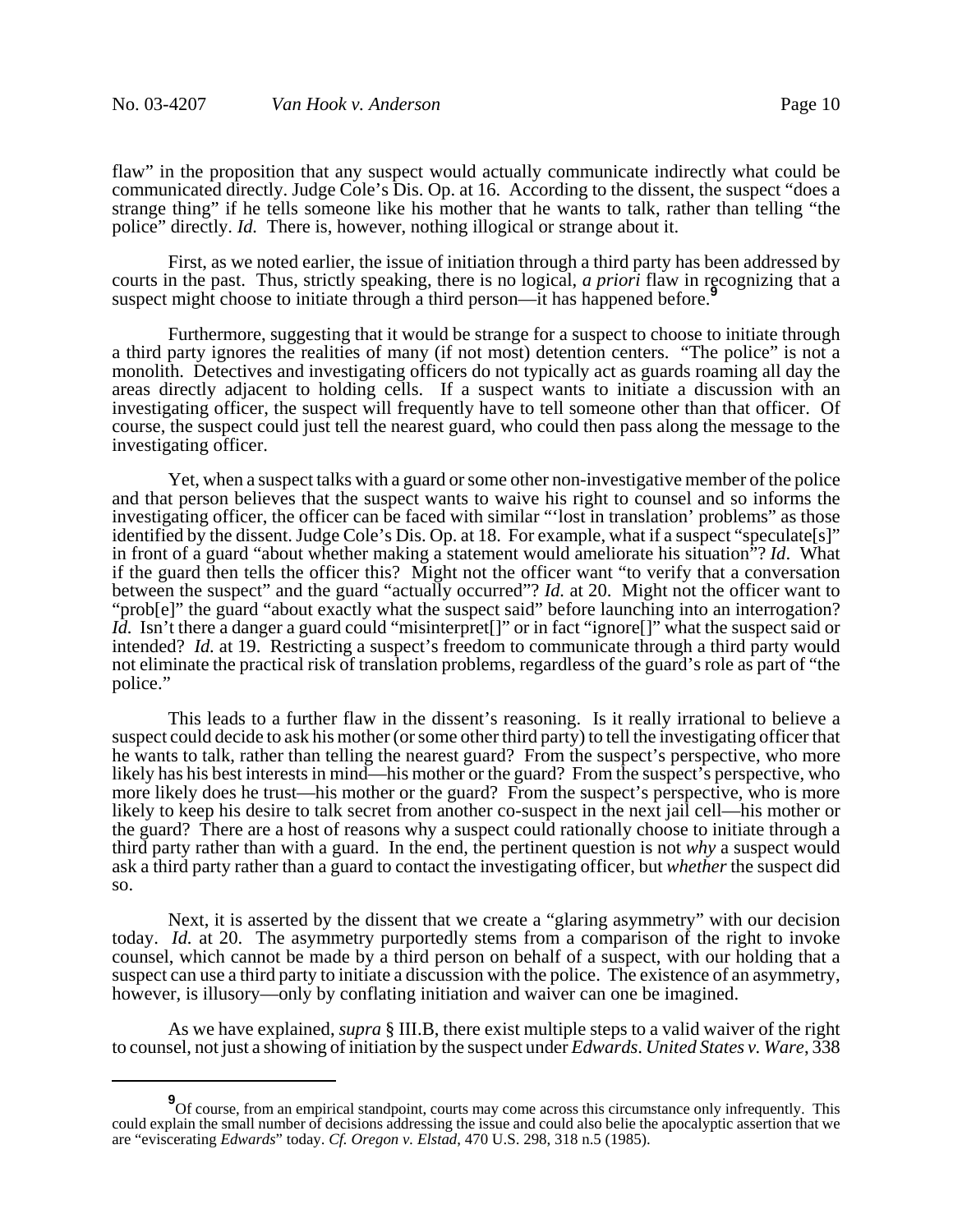flaw" in the proposition that any suspect would actually communicate indirectly what could be communicated directly. Judge Cole's Dis. Op. at 16. According to the dissent, the suspect "does a strange thing" if he tells someone like his mother that he wants to talk, rather than telling "the police" directly. *Id.* There is, however, nothing illogical or strange about it.

First, as we noted earlier, the issue of initiation through a third party has been addressed by courts in the past. Thus, strictly speaking, there is no logical, *a priori* flaw in recognizing that a suspect might choose to initiate through a third person—it has happened before.[9]

Furthermore, suggesting that it would be strange for a suspect to choose to initiate through a third party ignores the realities of many (if not most) detention centers. "The police" is not a monolith. Detectives and investigating officers do not typically act as guards roaming all day the areas directly adjacent to holding cells. If a suspect wants to initiate a discussion with an investigating officer, the suspect will frequently have to tell someone other than that officer. Of course, the suspect could just tell the nearest guard, who could then pass along the message to the investigating officer.

Yet, when a suspect talks with a guard or some other non-investigative member of the police and that person believes that the suspect wants to waive his right to counsel and so informs the investigating officer, the officer can be faced with similar "'lost in translation' problems" as those identified by the dissent. Judge Cole's Dis. Op. at 18. For example, what if a suspect "speculate[s]" in front of a guard "about whether making a statement would ameliorate his situation"? *Id*. What if the guard then tells the officer this? Might not the officer want "to verify that a conversation between the suspect" and the guard "actually occurred"? *Id.* at 20. Might not the officer want to "prob[e]" the guard "about exactly what the suspect said" before launching into an interrogation? *Id.* Isn't there a danger a guard could "misinterpret[]" or in fact "ignore[]" what the suspect said or intended? *Id.* at 19. Restricting a suspect's freedom to communicate through a third party would not eliminate the practical risk of translation problems, regardless of the guard's role as part of "the police."

This leads to a further flaw in the dissent's reasoning. Is it really irrational to believe a suspect could decide to ask his mother (or some other third party) to tell the investigating officer that he wants to talk, rather than telling the nearest guard? From the suspect's perspective, who more likely has his best interests in mind—his mother or the guard? From the suspect's perspective, who more likely does he trust—his mother or the guard? From the suspect's perspective, who is more likely to keep his desire to talk secret from another co-suspect in the next jail cell—his mother or the guard? There are a host of reasons why a suspect could rationally choose to initiate through a third party rather than with a guard. In the end, the pertinent question is not *why* a suspect would ask a third party rather than a guard to contact the investigating officer, but *whether* the suspect did so.

Next, it is asserted by the dissent that we create a "glaring asymmetry" with our decision today. *Id.* at 20. The asymmetry purportedly stems from a comparison of the right to invoke counsel, which cannot be made by a third person on behalf of a suspect, with our holding that a suspect can use a third party to initiate a discussion with the police. The existence of an asymmetry, however, is illusory—only by conflating initiation and waiver can one be imagined.

As we have explained, *supra* § III.B, there exist multiple steps to a valid waiver of the right to counsel, not just a showing of initiation by the suspect under *Edwards*. *United States v. Ware*, 338

---

[9] Of course, from an empirical standpoint, courts may come across this circumstance only infrequently. This could explain the small number of decisions addressing the issue and could also belie the apocalyptic assertion that we are "eviscerating *Edwards*" today. *Cf. Oregon v. Elstad*, 470 U.S. 298, 318 n.5 (1985).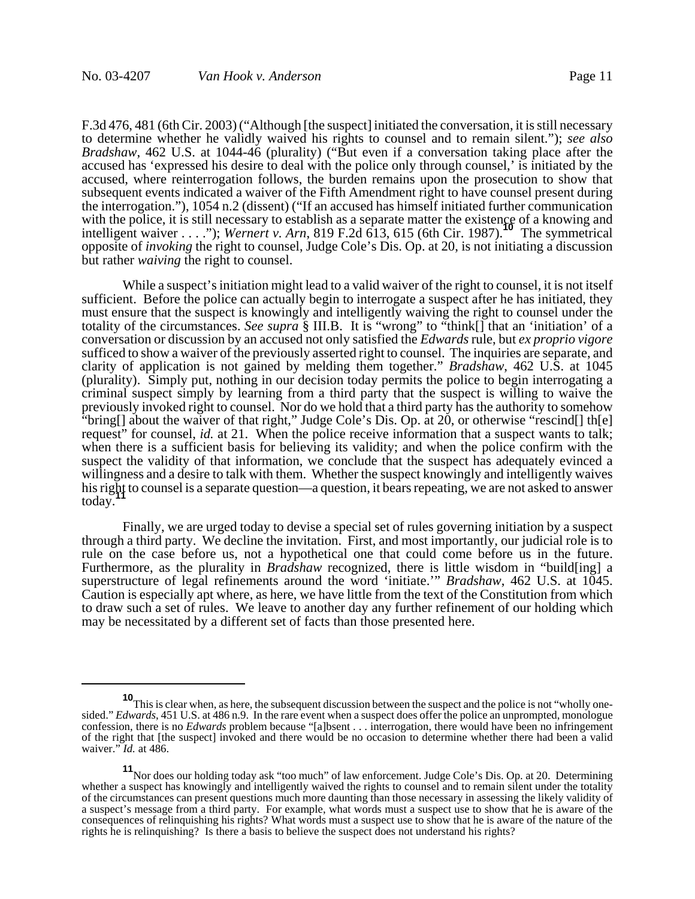F.3d 476, 481 (6th Cir. 2003) ("Although [the suspect] initiated the conversation, it is still necessary to determine whether he validly waived his rights to counsel and to remain silent."); *see also Bradshaw*, 462 U.S. at 1044-46 (plurality) ("But even if a conversation taking place after the accused has 'expressed his desire to deal with the police only through counsel,' is initiated by the accused, where reinterrogation follows, the burden remains upon the prosecution to show that subsequent events indicated a waiver of the Fifth Amendment right to have counsel present during the interrogation."), 1054 n.2 (dissent) ("If an accused has himself initiated further communication with the police, it is still necessary to establish as a separate matter the existence of a knowing and intelligent waiver . . . ."); *Wernert v. Arn*, 819 F.2d 613, 615 (6th Cir. 1987).[10] The symmetrical opposite of *invoking* the right to counsel, Judge Cole's Dis. Op. at 20, is not initiating a discussion but rather *waiving* the right to counsel.

While a suspect's initiation might lead to a valid waiver of the right to counsel, it is not itself sufficient. Before the police can actually begin to interrogate a suspect after he has initiated, they must ensure that the suspect is knowingly and intelligently waiving the right to counsel under the totality of the circumstances. *See supra* § III.B. It is "wrong" to "think[] that an 'initiation' of a conversation or discussion by an accused not only satisfied the *Edwards* rule, but *ex proprio vigore* sufficed to show a waiver of the previously asserted right to counsel. The inquiries are separate, and clarity of application is not gained by melding them together." *Bradshaw*, 462 U.S. at 1045 (plurality). Simply put, nothing in our decision today permits the police to begin interrogating a criminal suspect simply by learning from a third party that the suspect is willing to waive the previously invoked right to counsel. Nor do we hold that a third party has the authority to somehow "bring[] about the waiver of that right," Judge Cole's Dis. Op. at 20, or otherwise "rescind[] th[e] request" for counsel, *id.* at 21. When the police receive information that a suspect wants to talk; when there is a sufficient basis for believing its validity; and when the police confirm with the suspect the validity of that information, we conclude that the suspect has adequately evinced a willingness and a desire to talk with them. Whether the suspect knowingly and intelligently waives his right to counsel is a separate question—a question, it bears repeating, we are not asked to answer today.[11]

Finally, we are urged today to devise a special set of rules governing initiation by a suspect through a third party. We decline the invitation. First, and most importantly, our judicial role is to rule on the case before us, not a hypothetical one that could come before us in the future. Furthermore, as the plurality in *Bradshaw* recognized, there is little wisdom in "build[ing] a superstructure of legal refinements around the word 'initiate.'" *Bradshaw*, 462 U.S. at 1045. Caution is especially apt where, as here, we have little from the text of the Constitution from which to draw such a set of rules. We leave to another day any further refinement of our holding which may be necessitated by a different set of facts than those presented here.

---

[10] This is clear when, as here, the subsequent discussion between the suspect and the police is not "wholly one-sided." *Edwards*, 451 U.S. at 486 n.9. In the rare event when a suspect does offer the police an unprompted, monologue confession, there is no *Edwards* problem because "[a]bsent . . . interrogation, there would have been no infringement of the right that [the suspect] invoked and there would be no occasion to determine whether there had been a valid waiver." *Id.* at 486.

[11] Nor does our holding today ask "too much" of law enforcement. Judge Cole's Dis. Op. at 20. Determining whether a suspect has knowingly and intelligently waived the rights to counsel and to remain silent under the totality of the circumstances can present questions much more daunting than those necessary in assessing the likely validity of a suspect's message from a third party. For example, what words must a suspect use to show that he is aware of the consequences of relinquishing his rights? What words must a suspect use to show that he is aware of the nature of the rights he is relinquishing? Is there a basis to believe the suspect does not understand his rights?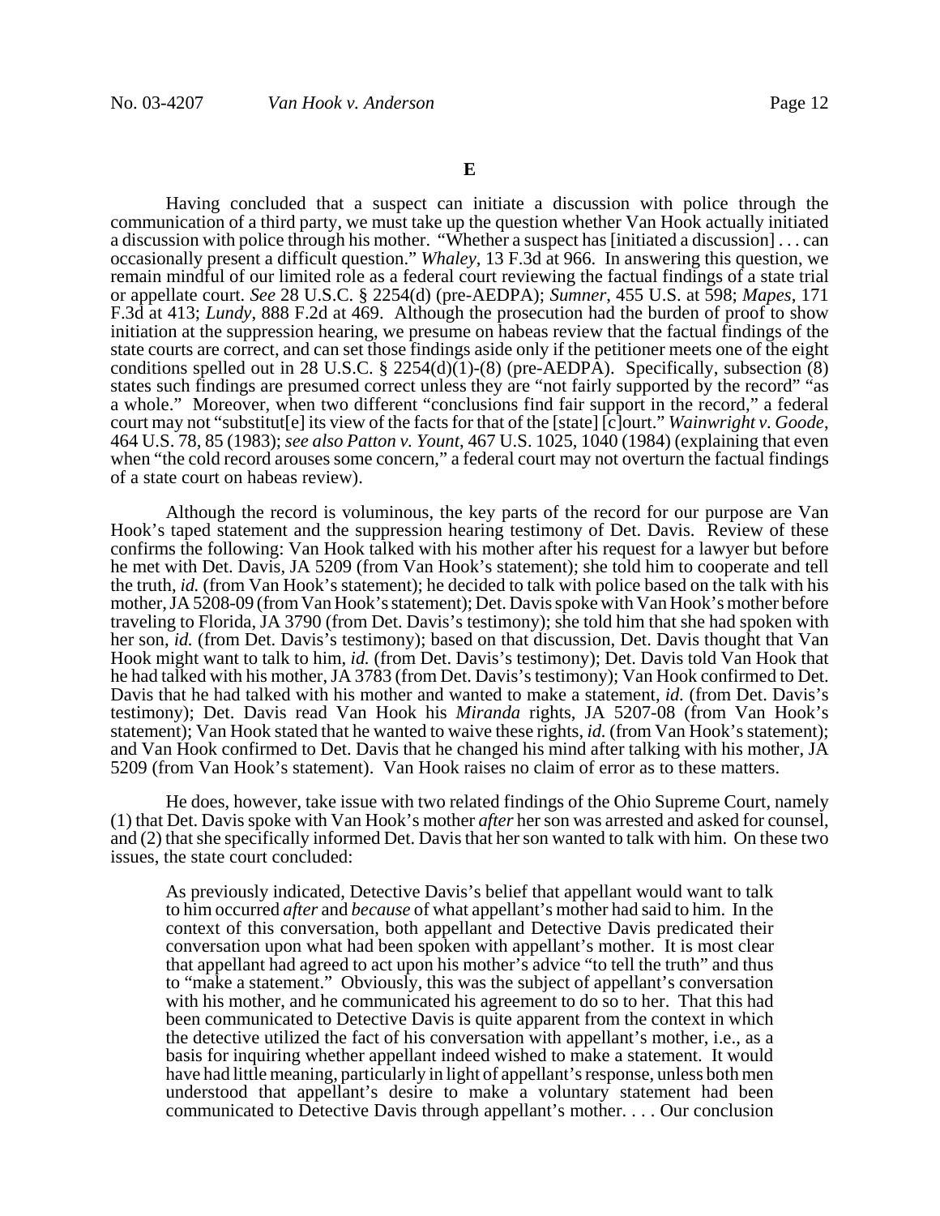**E**

Having concluded that a suspect can initiate a discussion with police through the communication of a third party, we must take up the question whether Van Hook actually initiated a discussion with police through his mother. "Whether a suspect has [initiated a discussion] . . . can occasionally present a difficult question." *Whaley*, 13 F.3d at 966. In answering this question, we remain mindful of our limited role as a federal court reviewing the factual findings of a state trial or appellate court. *See* 28 U.S.C. § 2254(d) (pre-AEDPA); *Sumner*, 455 U.S. at 598; *Mapes*, 171 F.3d at 413; *Lundy*, 888 F.2d at 469. Although the prosecution had the burden of proof to show initiation at the suppression hearing, we presume on habeas review that the factual findings of the state courts are correct, and can set those findings aside only if the petitioner meets one of the eight conditions spelled out in 28 U.S.C. § 2254(d)(1)-(8) (pre-AEDPA). Specifically, subsection (8) states such findings are presumed correct unless they are "not fairly supported by the record" "as a whole." Moreover, when two different "conclusions find fair support in the record," a federal court may not "substitut[e] its view of the facts for that of the [state] [c]ourt." *Wainwright v. Goode*, 464 U.S. 78, 85 (1983); *see also Patton v. Yount*, 467 U.S. 1025, 1040 (1984) (explaining that even when "the cold record arouses some concern," a federal court may not overturn the factual findings of a state court on habeas review).

Although the record is voluminous, the key parts of the record for our purpose are Van Hook's taped statement and the suppression hearing testimony of Det. Davis. Review of these confirms the following: Van Hook talked with his mother after his request for a lawyer but before he met with Det. Davis, JA 5209 (from Van Hook's statement); she told him to cooperate and tell the truth, *id.* (from Van Hook's statement); he decided to talk with police based on the talk with his mother, JA 5208-09 (from Van Hook's statement); Det. Davis spoke with Van Hook's mother before traveling to Florida, JA 3790 (from Det. Davis's testimony); she told him that she had spoken with her son, *id.* (from Det. Davis's testimony); based on that discussion, Det. Davis thought that Van Hook might want to talk to him, *id.* (from Det. Davis's testimony); Det. Davis told Van Hook that he had talked with his mother, JA 3783 (from Det. Davis's testimony); Van Hook confirmed to Det. Davis that he had talked with his mother and wanted to make a statement, *id.* (from Det. Davis's testimony); Det. Davis read Van Hook his *Miranda* rights, JA 5207-08 (from Van Hook's statement); Van Hook stated that he wanted to waive these rights, *id.* (from Van Hook's statement); and Van Hook confirmed to Det. Davis that he changed his mind after talking with his mother, JA 5209 (from Van Hook's statement). Van Hook raises no claim of error as to these matters.

He does, however, take issue with two related findings of the Ohio Supreme Court, namely (1) that Det. Davis spoke with Van Hook's mother *after* her son was arrested and asked for counsel, and (2) that she specifically informed Det. Davis that her son wanted to talk with him. On these two issues, the state court concluded:

> As previously indicated, Detective Davis's belief that appellant would want to talk to him occurred *after* and *because* of what appellant's mother had said to him. In the context of this conversation, both appellant and Detective Davis predicated their conversation upon what had been spoken with appellant's mother. It is most clear that appellant had agreed to act upon his mother's advice "to tell the truth" and thus to "make a statement." Obviously, this was the subject of appellant's conversation with his mother, and he communicated his agreement to do so to her. That this had been communicated to Detective Davis is quite apparent from the context in which the detective utilized the fact of his conversation with appellant's mother, i.e., as a basis for inquiring whether appellant indeed wished to make a statement. It would have had little meaning, particularly in light of appellant's response, unless both men understood that appellant's desire to make a voluntary statement had been communicated to Detective Davis through appellant's mother. . . . Our conclusion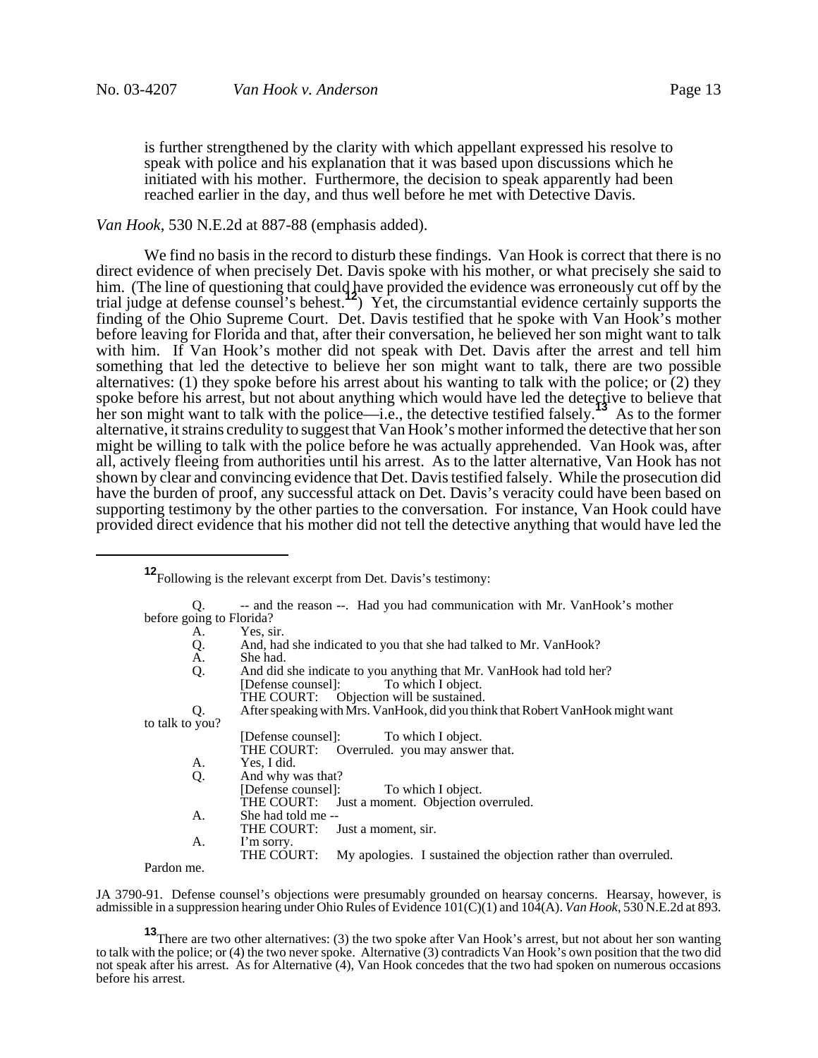is further strengthened by the clarity with which appellant expressed his resolve to speak with police and his explanation that it was based upon discussions which he initiated with his mother. Furthermore, the decision to speak apparently had been reached earlier in the day, and thus well before he met with Detective Davis.

*Van Hook*, 530 N.E.2d at 887-88 (emphasis added).

We find no basis in the record to disturb these findings. Van Hook is correct that there is no direct evidence of when precisely Det. Davis spoke with his mother, or what precisely she said to him. (The line of questioning that could have provided the evidence was erroneously cut off by the trial judge at defense counsel's behest.[12]) Yet, the circumstantial evidence certainly supports the finding of the Ohio Supreme Court. Det. Davis testified that he spoke with Van Hook's mother before leaving for Florida and that, after their conversation, he believed her son might want to talk with him. If Van Hook's mother did not speak with Det. Davis after the arrest and tell him something that led the detective to believe her son might want to talk, there are two possible alternatives: (1) they spoke before his arrest about his wanting to talk with the police; or (2) they spoke before his arrest, but not about anything which would have led the detective to believe that her son might want to talk with the police—i.e., the detective testified falsely.[13] As to the former alternative, it strains credulity to suggest that Van Hook's mother informed the detective that her son might be willing to talk with the police before he was actually apprehended. Van Hook was, after all, actively fleeing from authorities until his arrest. As to the latter alternative, Van Hook has not shown by clear and convincing evidence that Det. Davis testified falsely. While the prosecution did have the burden of proof, any successful attack on Det. Davis's veracity could have been based on supporting testimony by the other parties to the conversation. For instance, Van Hook could have provided direct evidence that his mother did not tell the detective anything that would have led the

---

[12] Following is the relevant excerpt from Det. Davis's testimony:

Q. -- and the reason --. Had you had communication with Mr. VanHook's mother before going to Florida?
A. Yes, sir.
Q. And, had she indicated to you that she had talked to Mr. VanHook?
A. She had.
Q. And did she indicate to you anything that Mr. VanHook had told her?
[Defense counsel]: To which I object.
THE COURT: Objection will be sustained.
Q. After speaking with Mrs. VanHook, did you think that Robert VanHook might want to talk to you?
[Defense counsel]: To which I object.
THE COURT: Overruled. you may answer that.
A. Yes, I did.
Q. And why was that?
[Defense counsel]: To which I object.
THE COURT: Just a moment. Objection overruled.
A. She had told me --
THE COURT: Just a moment, sir.
A. I'm sorry.
THE COURT: My apologies. I sustained the objection rather than overruled. Pardon me.

JA 3790-91. Defense counsel's objections were presumably grounded on hearsay concerns. Hearsay, however, is admissible in a suppression hearing under Ohio Rules of Evidence 101(C)(1) and 104(A). *Van Hook*, 530 N.E.2d at 893.

[13] There are two other alternatives: (3) the two spoke after Van Hook's arrest, but not about her son wanting to talk with the police; or (4) the two never spoke. Alternative (3) contradicts Van Hook's own position that the two did not speak after his arrest. As for Alternative (4), Van Hook concedes that the two had spoken on numerous occasions before his arrest.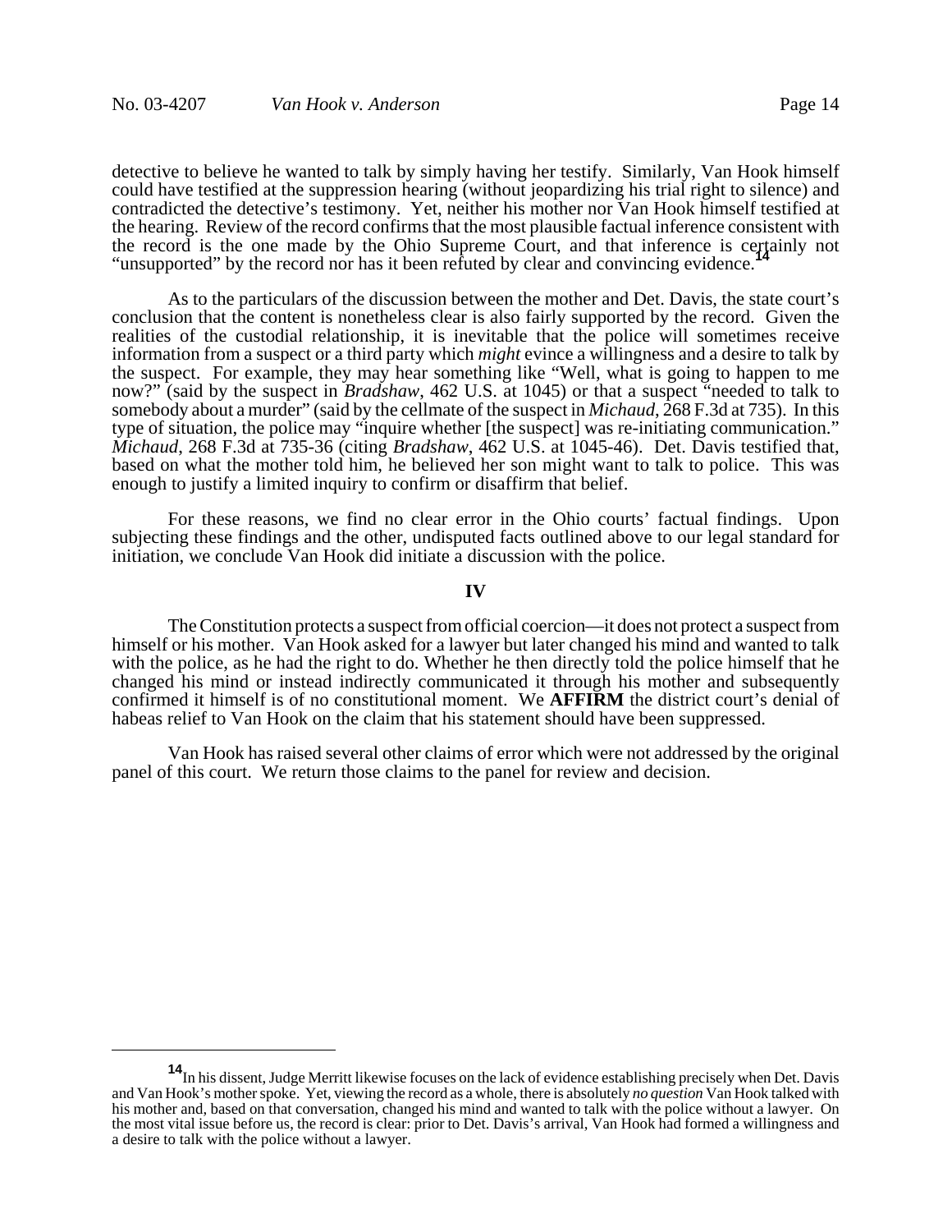detective to believe he wanted to talk by simply having her testify. Similarly, Van Hook himself could have testified at the suppression hearing (without jeopardizing his trial right to silence) and contradicted the detective's testimony. Yet, neither his mother nor Van Hook himself testified at the hearing. Review of the record confirms that the most plausible factual inference consistent with the record is the one made by the Ohio Supreme Court, and that inference is certainly not "unsupported" by the record nor has it been refuted by clear and convincing evidence.[14]

As to the particulars of the discussion between the mother and Det. Davis, the state court's conclusion that the content is nonetheless clear is also fairly supported by the record. Given the realities of the custodial relationship, it is inevitable that the police will sometimes receive information from a suspect or a third party which *might* evince a willingness and a desire to talk by the suspect. For example, they may hear something like "Well, what is going to happen to me now?" (said by the suspect in *Bradshaw*, 462 U.S. at 1045) or that a suspect "needed to talk to somebody about a murder" (said by the cellmate of the suspect in *Michaud*, 268 F.3d at 735). In this type of situation, the police may "inquire whether [the suspect] was re-initiating communication." *Michaud*, 268 F.3d at 735-36 (citing *Bradshaw*, 462 U.S. at 1045-46). Det. Davis testified that, based on what the mother told him, he believed her son might want to talk to police. This was enough to justify a limited inquiry to confirm or disaffirm that belief.

For these reasons, we find no clear error in the Ohio courts' factual findings. Upon subjecting these findings and the other, undisputed facts outlined above to our legal standard for initiation, we conclude Van Hook did initiate a discussion with the police.

## IV

The Constitution protects a suspect from official coercion—it does not protect a suspect from himself or his mother. Van Hook asked for a lawyer but later changed his mind and wanted to talk with the police, as he had the right to do. Whether he then directly told the police himself that he changed his mind or instead indirectly communicated it through his mother and subsequently confirmed it himself is of no constitutional moment. We **AFFIRM** the district court's denial of habeas relief to Van Hook on the claim that his statement should have been suppressed.

Van Hook has raised several other claims of error which were not addressed by the original panel of this court. We return those claims to the panel for review and decision.

---

[14] In his dissent, Judge Merritt likewise focuses on the lack of evidence establishing precisely when Det. Davis and Van Hook's mother spoke. Yet, viewing the record as a whole, there is absolutely *no question* Van Hook talked with his mother and, based on that conversation, changed his mind and wanted to talk with the police without a lawyer. On the most vital issue before us, the record is clear: prior to Det. Davis's arrival, Van Hook had formed a willingness and a desire to talk with the police without a lawyer.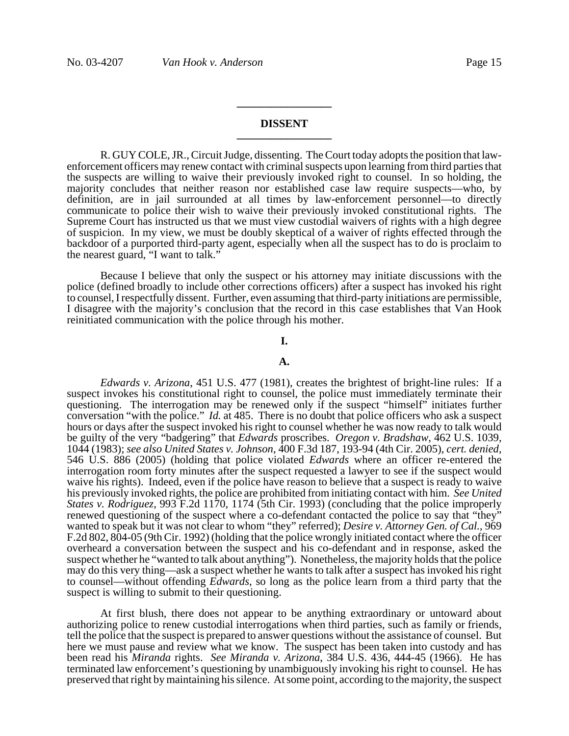## DISSENT

R. GUY COLE, JR., Circuit Judge, dissenting. The Court today adopts the position that law-enforcement officers may renew contact with criminal suspects upon learning from third parties that the suspects are willing to waive their previously invoked right to counsel. In so holding, the majority concludes that neither reason nor established case law require suspects—who, by definition, are in jail surrounded at all times by law-enforcement personnel—to directly communicate to police their wish to waive their previously invoked constitutional rights. The Supreme Court has instructed us that we must view custodial waivers of rights with a high degree of suspicion. In my view, we must be doubly skeptical of a waiver of rights effected through the backdoor of a purported third-party agent, especially when all the suspect has to do is proclaim to the nearest guard, "I want to talk."

Because I believe that only the suspect or his attorney may initiate discussions with the police (defined broadly to include other corrections officers) after a suspect has invoked his right to counsel, I respectfully dissent. Further, even assuming that third-party initiations are permissible, I disagree with the majority's conclusion that the record in this case establishes that Van Hook reinitiated communication with the police through his mother.

### I.

### A.

*Edwards v. Arizona*, 451 U.S. 477 (1981), creates the brightest of bright-line rules: If a suspect invokes his constitutional right to counsel, the police must immediately terminate their questioning. The interrogation may be renewed only if the suspect "himself" initiates further conversation "with the police." *Id.* at 485. There is no doubt that police officers who ask a suspect hours or days after the suspect invoked his right to counsel whether he was now ready to talk would be guilty of the very "badgering" that *Edwards* proscribes. *Oregon v. Bradshaw*, 462 U.S. 1039, 1044 (1983); *see also United States v. Johnson*, 400 F.3d 187, 193-94 (4th Cir. 2005), *cert. denied*, 546 U.S. 886 (2005) (holding that police violated *Edwards* where an officer re-entered the interrogation room forty minutes after the suspect requested a lawyer to see if the suspect would waive his rights). Indeed, even if the police have reason to believe that a suspect is ready to waive his previously invoked rights, the police are prohibited from initiating contact with him. *See United States v. Rodriguez*, 993 F.2d 1170, 1174 (5th Cir. 1993) (concluding that the police improperly renewed questioning of the suspect where a co-defendant contacted the police to say that "they" wanted to speak but it was not clear to whom "they" referred); *Desire v. Attorney Gen. of Cal.*, 969 F.2d 802, 804-05 (9th Cir. 1992) (holding that the police wrongly initiated contact where the officer overheard a conversation between the suspect and his co-defendant and in response, asked the suspect whether he "wanted to talk about anything"). Nonetheless, the majority holds that the police may do this very thing—ask a suspect whether he wants to talk after a suspect has invoked his right to counsel—without offending *Edwards*, so long as the police learn from a third party that the suspect is willing to submit to their questioning.

At first blush, there does not appear to be anything extraordinary or untoward about authorizing police to renew custodial interrogations when third parties, such as family or friends, tell the police that the suspect is prepared to answer questions without the assistance of counsel. But here we must pause and review what we know. The suspect has been taken into custody and has been read his *Miranda* rights. *See Miranda v. Arizona*, 384 U.S. 436, 444-45 (1966). He has terminated law enforcement's questioning by unambiguously invoking his right to counsel. He has preserved that right by maintaining his silence. At some point, according to the majority, the suspect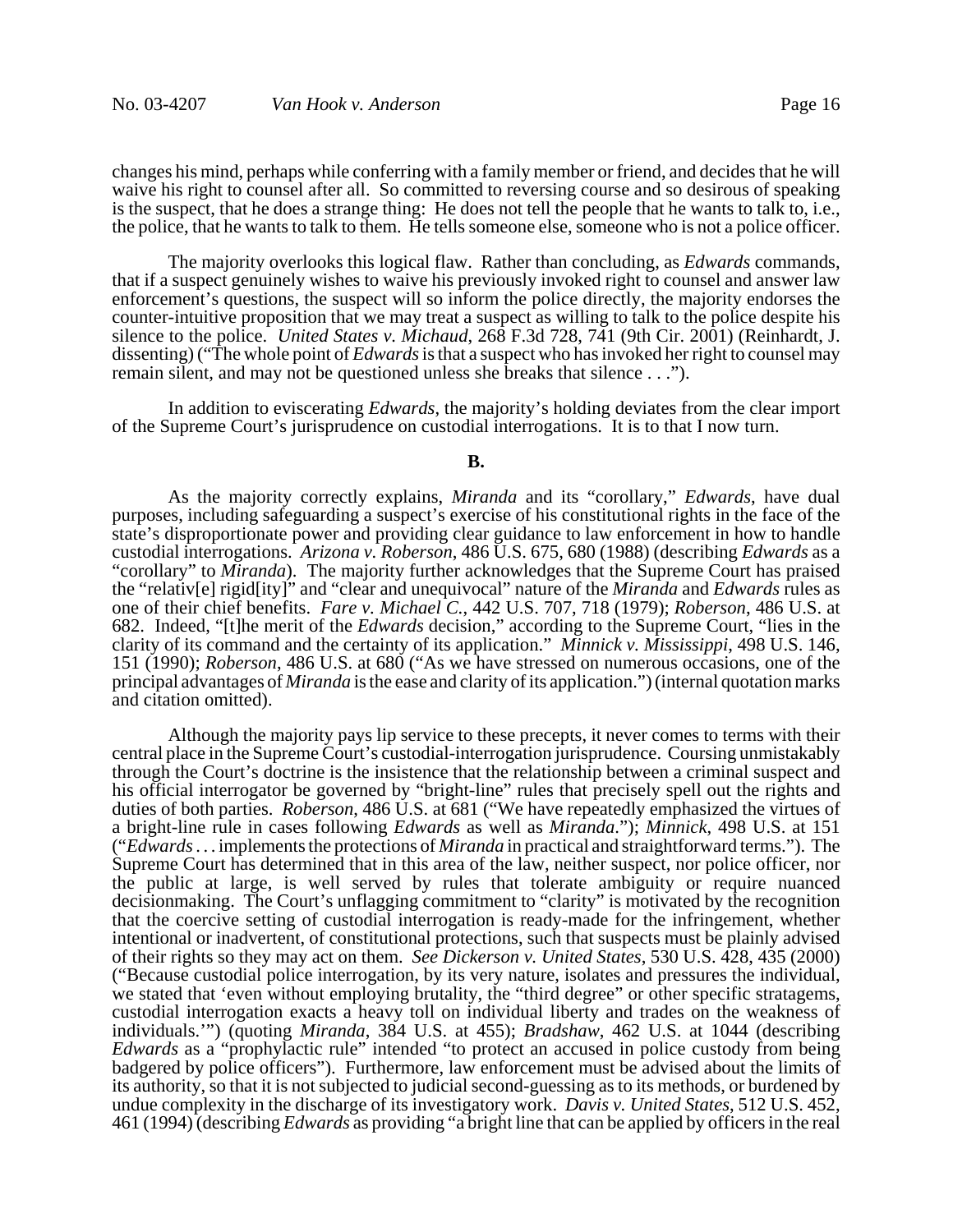changes his mind, perhaps while conferring with a family member or friend, and decides that he will waive his right to counsel after all. So committed to reversing course and so desirous of speaking is the suspect, that he does a strange thing: He does not tell the people that he wants to talk to, i.e., the police, that he wants to talk to them. He tells someone else, someone who is not a police officer.

The majority overlooks this logical flaw. Rather than concluding, as *Edwards* commands, that if a suspect genuinely wishes to waive his previously invoked right to counsel and answer law enforcement's questions, the suspect will so inform the police directly, the majority endorses the counter-intuitive proposition that we may treat a suspect as willing to talk to the police despite his silence to the police. *United States v. Michaud*, 268 F.3d 728, 741 (9th Cir. 2001) (Reinhardt, J. dissenting) ("The whole point of *Edwards* is that a suspect who has invoked her right to counsel may remain silent, and may not be questioned unless she breaks that silence . . .").

In addition to eviscerating *Edwards*, the majority's holding deviates from the clear import of the Supreme Court's jurisprudence on custodial interrogations. It is to that I now turn.

**B.**

As the majority correctly explains, *Miranda* and its "corollary," *Edwards*, have dual purposes, including safeguarding a suspect's exercise of his constitutional rights in the face of the state's disproportionate power and providing clear guidance to law enforcement in how to handle custodial interrogations. *Arizona v. Roberson*, 486 U.S. 675, 680 (1988) (describing *Edwards* as a "corollary" to *Miranda*). The majority further acknowledges that the Supreme Court has praised the "relativ[e] rigid[ity]" and "clear and unequivocal" nature of the *Miranda* and *Edwards* rules as one of their chief benefits. *Fare v. Michael C.*, 442 U.S. 707, 718 (1979); *Roberson*, 486 U.S. at 682. Indeed, "[t]he merit of the *Edwards* decision," according to the Supreme Court, "lies in the clarity of its command and the certainty of its application." *Minnick v. Mississippi*, 498 U.S. 146, 151 (1990); *Roberson*, 486 U.S. at 680 ("As we have stressed on numerous occasions, one of the principal advantages of *Miranda* is the ease and clarity of its application.") (internal quotation marks and citation omitted).

Although the majority pays lip service to these precepts, it never comes to terms with their central place in the Supreme Court's custodial-interrogation jurisprudence. Coursing unmistakably through the Court's doctrine is the insistence that the relationship between a criminal suspect and his official interrogator be governed by "bright-line" rules that precisely spell out the rights and duties of both parties. *Roberson*, 486 U.S. at 681 ("We have repeatedly emphasized the virtues of a bright-line rule in cases following *Edwards* as well as *Miranda*."); *Minnick*, 498 U.S. at 151 ("*Edwards* . . . implements the protections of *Miranda* in practical and straightforward terms."). The Supreme Court has determined that in this area of the law, neither suspect, nor police officer, nor the public at large, is well served by rules that tolerate ambiguity or require nuanced decisionmaking. The Court's unflagging commitment to "clarity" is motivated by the recognition that the coercive setting of custodial interrogation is ready-made for the infringement, whether intentional or inadvertent, of constitutional protections, such that suspects must be plainly advised of their rights so they may act on them. *See Dickerson v. United States*, 530 U.S. 428, 435 (2000) ("Because custodial police interrogation, by its very nature, isolates and pressures the individual, we stated that 'even without employing brutality, the "third degree" or other specific stratagems, custodial interrogation exacts a heavy toll on individual liberty and trades on the weakness of individuals.'") (quoting *Miranda*, 384 U.S. at 455); *Bradshaw*, 462 U.S. at 1044 (describing *Edwards* as a "prophylactic rule" intended "to protect an accused in police custody from being badgered by police officers"). Furthermore, law enforcement must be advised about the limits of its authority, so that it is not subjected to judicial second-guessing as to its methods, or burdened by undue complexity in the discharge of its investigatory work. *Davis v. United States*, 512 U.S. 452, 461 (1994) (describing *Edwards* as providing "a bright line that can be applied by officers in the real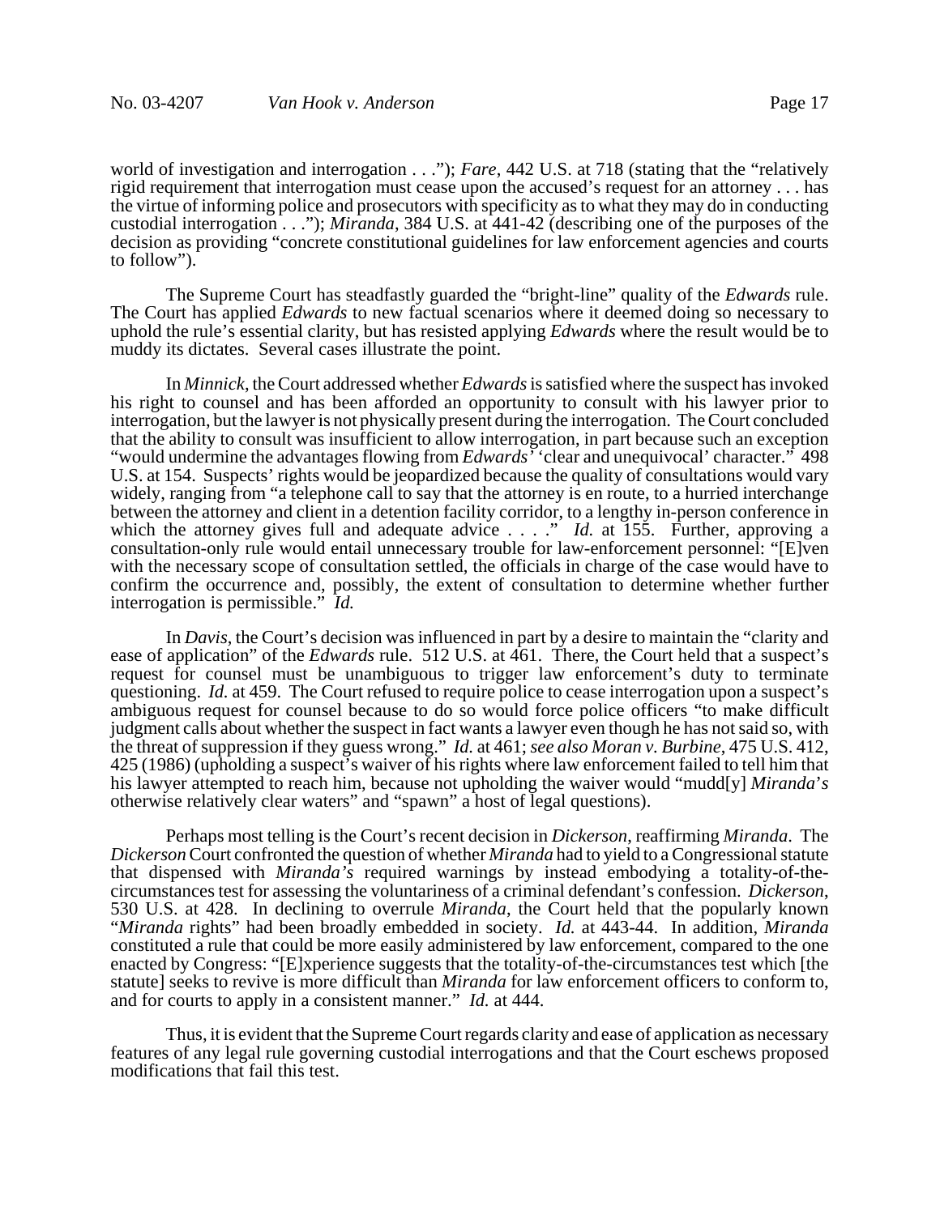world of investigation and interrogation . . ."); *Fare*, 442 U.S. at 718 (stating that the "relatively rigid requirement that interrogation must cease upon the accused's request for an attorney . . . has the virtue of informing police and prosecutors with specificity as to what they may do in conducting custodial interrogation . . ."); *Miranda*, 384 U.S. at 441-42 (describing one of the purposes of the decision as providing "concrete constitutional guidelines for law enforcement agencies and courts to follow").

The Supreme Court has steadfastly guarded the "bright-line" quality of the *Edwards* rule. The Court has applied *Edwards* to new factual scenarios where it deemed doing so necessary to uphold the rule's essential clarity, but has resisted applying *Edwards* where the result would be to muddy its dictates. Several cases illustrate the point.

In *Minnick*, the Court addressed whether *Edwards* is satisfied where the suspect has invoked his right to counsel and has been afforded an opportunity to consult with his lawyer prior to interrogation, but the lawyer is not physically present during the interrogation. The Court concluded that the ability to consult was insufficient to allow interrogation, in part because such an exception "would undermine the advantages flowing from *Edwards'* 'clear and unequivocal' character." 498 U.S. at 154. Suspects' rights would be jeopardized because the quality of consultations would vary widely, ranging from "a telephone call to say that the attorney is en route, to a hurried interchange between the attorney and client in a detention facility corridor, to a lengthy in-person conference in which the attorney gives full and adequate advice . . . ." *Id.* at 155. Further, approving a consultation-only rule would entail unnecessary trouble for law-enforcement personnel: "[E]ven with the necessary scope of consultation settled, the officials in charge of the case would have to confirm the occurrence and, possibly, the extent of consultation to determine whether further interrogation is permissible." *Id.*

In *Davis*, the Court's decision was influenced in part by a desire to maintain the "clarity and ease of application" of the *Edwards* rule. 512 U.S. at 461. There, the Court held that a suspect's request for counsel must be unambiguous to trigger law enforcement's duty to terminate questioning. *Id.* at 459. The Court refused to require police to cease interrogation upon a suspect's ambiguous request for counsel because to do so would force police officers "to make difficult judgment calls about whether the suspect in fact wants a lawyer even though he has not said so, with the threat of suppression if they guess wrong." *Id.* at 461; *see also Moran v. Burbine*, 475 U.S. 412, 425 (1986) (upholding a suspect's waiver of his rights where law enforcement failed to tell him that his lawyer attempted to reach him, because not upholding the waiver would "mudd[y] *Miranda*'*s* otherwise relatively clear waters" and "spawn" a host of legal questions).

Perhaps most telling is the Court's recent decision in *Dickerson*, reaffirming *Miranda*. The *Dickerson* Court confronted the question of whether *Miranda* had to yield to a Congressional statute that dispensed with *Miranda's* required warnings by instead embodying a totality-of-the-circumstances test for assessing the voluntariness of a criminal defendant's confession. *Dickerson*, 530 U.S. at 428. In declining to overrule *Miranda*, the Court held that the popularly known "*Miranda* rights" had been broadly embedded in society. *Id.* at 443-44. In addition, *Miranda* constituted a rule that could be more easily administered by law enforcement, compared to the one enacted by Congress: "[E]xperience suggests that the totality-of-the-circumstances test which [the statute] seeks to revive is more difficult than *Miranda* for law enforcement officers to conform to, and for courts to apply in a consistent manner." *Id.* at 444.

Thus, it is evident that the Supreme Court regards clarity and ease of application as necessary features of any legal rule governing custodial interrogations and that the Court eschews proposed modifications that fail this test.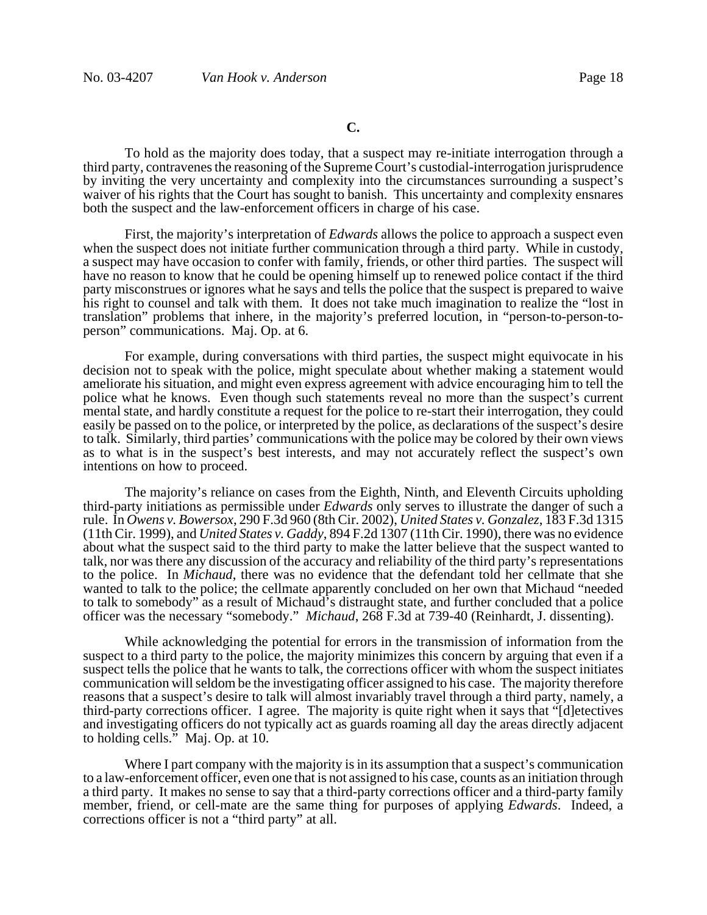### C.

To hold as the majority does today, that a suspect may re-initiate interrogation through a third party, contravenes the reasoning of the Supreme Court's custodial-interrogation jurisprudence by inviting the very uncertainty and complexity into the circumstances surrounding a suspect's waiver of his rights that the Court has sought to banish. This uncertainty and complexity ensnares both the suspect and the law-enforcement officers in charge of his case.

First, the majority's interpretation of *Edwards* allows the police to approach a suspect even when the suspect does not initiate further communication through a third party. While in custody, a suspect may have occasion to confer with family, friends, or other third parties. The suspect will have no reason to know that he could be opening himself up to renewed police contact if the third party misconstrues or ignores what he says and tells the police that the suspect is prepared to waive his right to counsel and talk with them. It does not take much imagination to realize the "lost in translation" problems that inhere, in the majority's preferred locution, in "person-to-person-to-person" communications. Maj. Op. at 6.

For example, during conversations with third parties, the suspect might equivocate in his decision not to speak with the police, might speculate about whether making a statement would ameliorate his situation, and might even express agreement with advice encouraging him to tell the police what he knows. Even though such statements reveal no more than the suspect's current mental state, and hardly constitute a request for the police to re-start their interrogation, they could easily be passed on to the police, or interpreted by the police, as declarations of the suspect's desire to talk. Similarly, third parties' communications with the police may be colored by their own views as to what is in the suspect's best interests, and may not accurately reflect the suspect's own intentions on how to proceed.

The majority's reliance on cases from the Eighth, Ninth, and Eleventh Circuits upholding third-party initiations as permissible under *Edwards* only serves to illustrate the danger of such a rule. In *Owens v. Bowersox*, 290 F.3d 960 (8th Cir. 2002), *United States v. Gonzalez*, 183 F.3d 1315 (11th Cir. 1999), and *United States v. Gaddy*, 894 F.2d 1307 (11th Cir. 1990), there was no evidence about what the suspect said to the third party to make the latter believe that the suspect wanted to talk, nor was there any discussion of the accuracy and reliability of the third party's representations to the police. In *Michaud*, there was no evidence that the defendant told her cellmate that she wanted to talk to the police; the cellmate apparently concluded on her own that Michaud "needed to talk to somebody" as a result of Michaud's distraught state, and further concluded that a police officer was the necessary "somebody." *Michaud*, 268 F.3d at 739-40 (Reinhardt, J. dissenting).

While acknowledging the potential for errors in the transmission of information from the suspect to a third party to the police, the majority minimizes this concern by arguing that even if a suspect tells the police that he wants to talk, the corrections officer with whom the suspect initiates communication will seldom be the investigating officer assigned to his case. The majority therefore reasons that a suspect's desire to talk will almost invariably travel through a third party, namely, a third-party corrections officer. I agree. The majority is quite right when it says that "[d]etectives and investigating officers do not typically act as guards roaming all day the areas directly adjacent to holding cells." Maj. Op. at 10.

Where I part company with the majority is in its assumption that a suspect's communication to a law-enforcement officer, even one that is not assigned to his case, counts as an initiation through a third party. It makes no sense to say that a third-party corrections officer and a third-party family member, friend, or cell-mate are the same thing for purposes of applying *Edwards*. Indeed, a corrections officer is not a "third party" at all.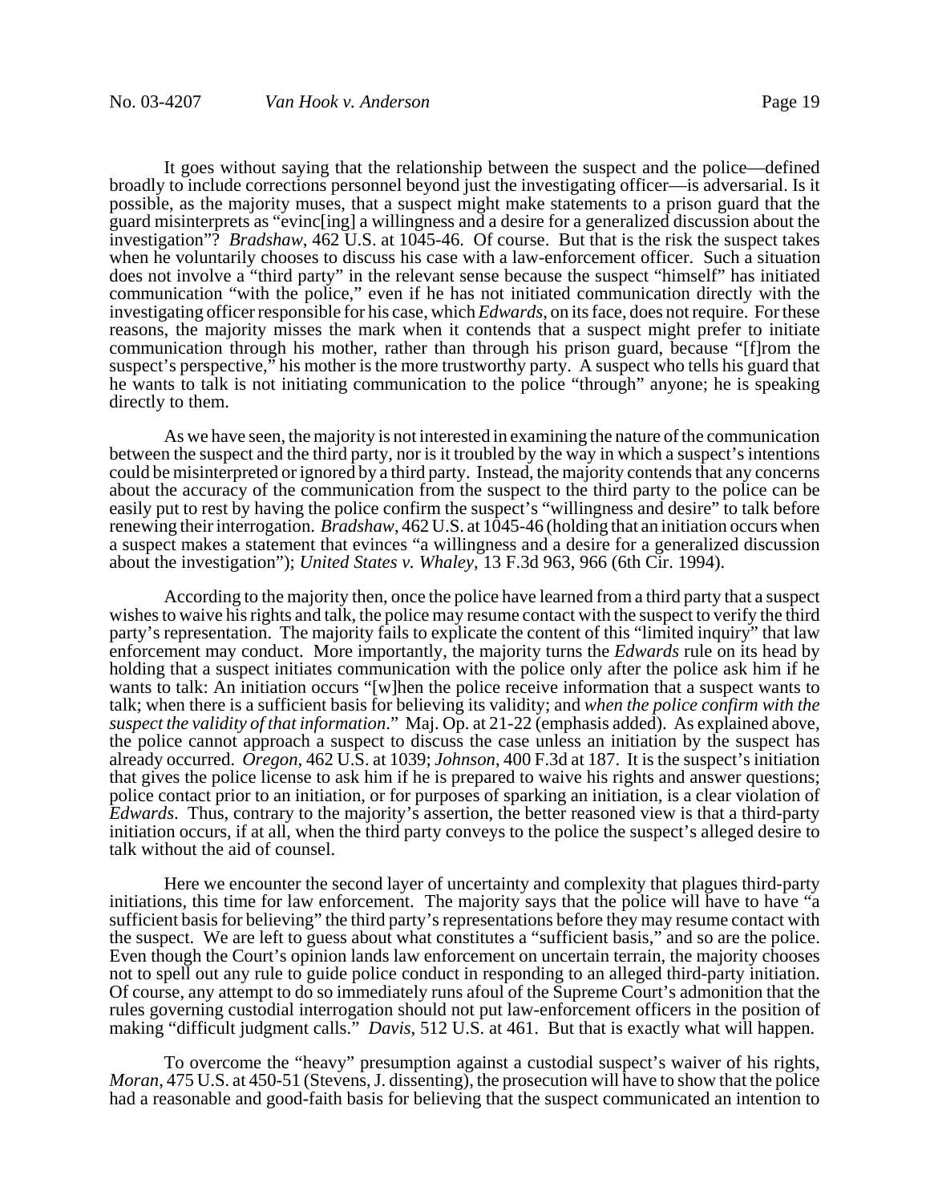It goes without saying that the relationship between the suspect and the police—defined broadly to include corrections personnel beyond just the investigating officer—is adversarial. Is it possible, as the majority muses, that a suspect might make statements to a prison guard that the guard misinterprets as "evinc[ing] a willingness and a desire for a generalized discussion about the investigation"? *Bradshaw*, 462 U.S. at 1045-46. Of course. But that is the risk the suspect takes when he voluntarily chooses to discuss his case with a law-enforcement officer. Such a situation does not involve a "third party" in the relevant sense because the suspect "himself" has initiated communication "with the police," even if he has not initiated communication directly with the investigating officer responsible for his case, which *Edwards*, on its face, does not require. For these reasons, the majority misses the mark when it contends that a suspect might prefer to initiate communication through his mother, rather than through his prison guard, because "[f]rom the suspect's perspective," his mother is the more trustworthy party. A suspect who tells his guard that he wants to talk is not initiating communication to the police "through" anyone; he is speaking directly to them.

As we have seen, the majority is not interested in examining the nature of the communication between the suspect and the third party, nor is it troubled by the way in which a suspect's intentions could be misinterpreted or ignored by a third party. Instead, the majority contends that any concerns about the accuracy of the communication from the suspect to the third party to the police can be easily put to rest by having the police confirm the suspect's "willingness and desire" to talk before renewing their interrogation. *Bradshaw*, 462 U.S. at 1045-46 (holding that an initiation occurs when a suspect makes a statement that evinces "a willingness and a desire for a generalized discussion about the investigation"); *United States v. Whaley*, 13 F.3d 963, 966 (6th Cir. 1994).

According to the majority then, once the police have learned from a third party that a suspect wishes to waive his rights and talk, the police may resume contact with the suspect to verify the third party's representation. The majority fails to explicate the content of this "limited inquiry" that law enforcement may conduct. More importantly, the majority turns the *Edwards* rule on its head by holding that a suspect initiates communication with the police only after the police ask him if he wants to talk: An initiation occurs "[w]hen the police receive information that a suspect wants to talk; when there is a sufficient basis for believing its validity; and *when the police confirm with the suspect the validity of that information*." Maj. Op. at 21-22 (emphasis added). As explained above, the police cannot approach a suspect to discuss the case unless an initiation by the suspect has already occurred. *Oregon*, 462 U.S. at 1039; *Johnson*, 400 F.3d at 187. It is the suspect's initiation that gives the police license to ask him if he is prepared to waive his rights and answer questions; police contact prior to an initiation, or for purposes of sparking an initiation, is a clear violation of *Edwards*. Thus, contrary to the majority's assertion, the better reasoned view is that a third-party initiation occurs, if at all, when the third party conveys to the police the suspect's alleged desire to talk without the aid of counsel.

Here we encounter the second layer of uncertainty and complexity that plagues third-party initiations, this time for law enforcement. The majority says that the police will have to have "a sufficient basis for believing" the third party's representations before they may resume contact with the suspect. We are left to guess about what constitutes a "sufficient basis," and so are the police. Even though the Court's opinion lands law enforcement on uncertain terrain, the majority chooses not to spell out any rule to guide police conduct in responding to an alleged third-party initiation. Of course, any attempt to do so immediately runs afoul of the Supreme Court's admonition that the rules governing custodial interrogation should not put law-enforcement officers in the position of making "difficult judgment calls." *Davis*, 512 U.S. at 461. But that is exactly what will happen.

To overcome the "heavy" presumption against a custodial suspect's waiver of his rights, *Moran*, 475 U.S. at 450-51 (Stevens, J. dissenting), the prosecution will have to show that the police had a reasonable and good-faith basis for believing that the suspect communicated an intention to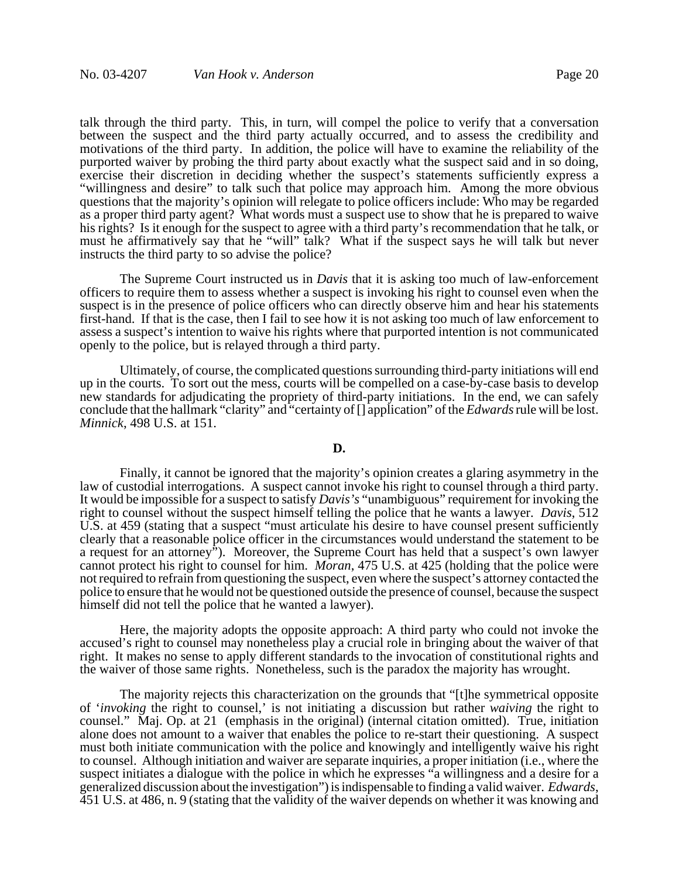talk through the third party. This, in turn, will compel the police to verify that a conversation between the suspect and the third party actually occurred, and to assess the credibility and motivations of the third party. In addition, the police will have to examine the reliability of the purported waiver by probing the third party about exactly what the suspect said and in so doing, exercise their discretion in deciding whether the suspect's statements sufficiently express a "willingness and desire" to talk such that police may approach him. Among the more obvious questions that the majority's opinion will relegate to police officers include: Who may be regarded as a proper third party agent? What words must a suspect use to show that he is prepared to waive his rights? Is it enough for the suspect to agree with a third party's recommendation that he talk, or must he affirmatively say that he "will" talk? What if the suspect says he will talk but never instructs the third party to so advise the police?

The Supreme Court instructed us in *Davis* that it is asking too much of law-enforcement officers to require them to assess whether a suspect is invoking his right to counsel even when the suspect is in the presence of police officers who can directly observe him and hear his statements first-hand. If that is the case, then I fail to see how it is not asking too much of law enforcement to assess a suspect's intention to waive his rights where that purported intention is not communicated openly to the police, but is relayed through a third party.

Ultimately, of course, the complicated questions surrounding third-party initiations will end up in the courts. To sort out the mess, courts will be compelled on a case-by-case basis to develop new standards for adjudicating the propriety of third-party initiations. In the end, we can safely conclude that the hallmark "clarity" and "certainty of [] application" of the *Edwards* rule will be lost. *Minnick*, 498 U.S. at 151.

**D.**

Finally, it cannot be ignored that the majority's opinion creates a glaring asymmetry in the law of custodial interrogations. A suspect cannot invoke his right to counsel through a third party. It would be impossible for a suspect to satisfy *Davis's* "unambiguous" requirement for invoking the right to counsel without the suspect himself telling the police that he wants a lawyer. *Davis*, 512 U.S. at 459 (stating that a suspect "must articulate his desire to have counsel present sufficiently clearly that a reasonable police officer in the circumstances would understand the statement to be a request for an attorney"). Moreover, the Supreme Court has held that a suspect's own lawyer cannot protect his right to counsel for him. *Moran*, 475 U.S. at 425 (holding that the police were not required to refrain from questioning the suspect, even where the suspect's attorney contacted the police to ensure that he would not be questioned outside the presence of counsel, because the suspect himself did not tell the police that he wanted a lawyer).

Here, the majority adopts the opposite approach: A third party who could not invoke the accused's right to counsel may nonetheless play a crucial role in bringing about the waiver of that right. It makes no sense to apply different standards to the invocation of constitutional rights and the waiver of those same rights. Nonetheless, such is the paradox the majority has wrought.

The majority rejects this characterization on the grounds that "[t]he symmetrical opposite of '*invoking* the right to counsel,' is not initiating a discussion but rather *waiving* the right to counsel." Maj. Op. at 21 (emphasis in the original) (internal citation omitted). True, initiation alone does not amount to a waiver that enables the police to re-start their questioning. A suspect must both initiate communication with the police and knowingly and intelligently waive his right to counsel. Although initiation and waiver are separate inquiries, a proper initiation (i.e., where the suspect initiates a dialogue with the police in which he expresses "a willingness and a desire for a generalized discussion about the investigation") is indispensable to finding a valid waiver. *Edwards*, 451 U.S. at 486, n. 9 (stating that the validity of the waiver depends on whether it was knowing and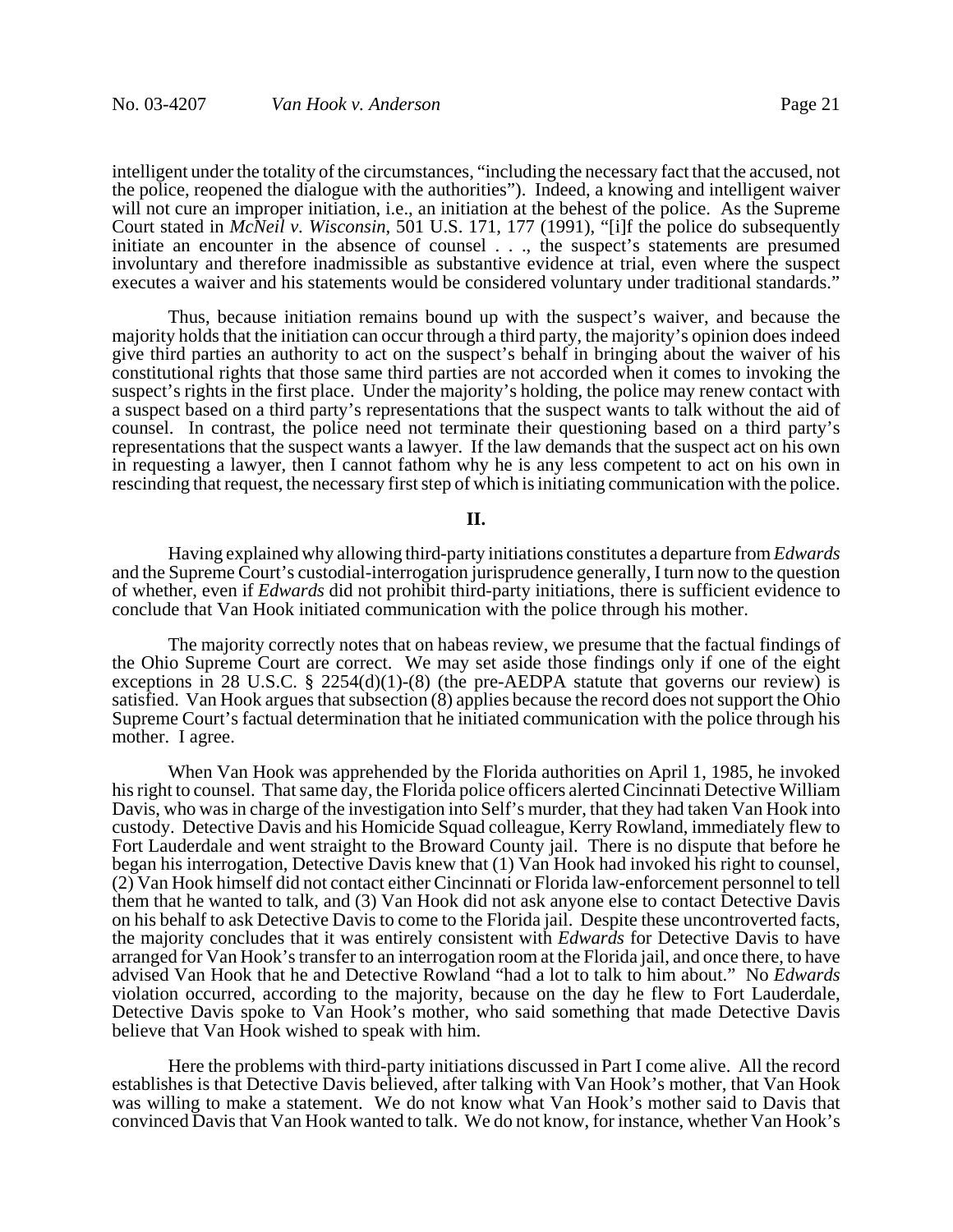intelligent under the totality of the circumstances, "including the necessary fact that the accused, not the police, reopened the dialogue with the authorities"). Indeed, a knowing and intelligent waiver will not cure an improper initiation, i.e., an initiation at the behest of the police. As the Supreme Court stated in *McNeil v. Wisconsin*, 501 U.S. 171, 177 (1991), "[i]f the police do subsequently initiate an encounter in the absence of counsel . . ., the suspect's statements are presumed involuntary and therefore inadmissible as substantive evidence at trial, even where the suspect executes a waiver and his statements would be considered voluntary under traditional standards."

Thus, because initiation remains bound up with the suspect's waiver, and because the majority holds that the initiation can occur through a third party, the majority's opinion does indeed give third parties an authority to act on the suspect's behalf in bringing about the waiver of his constitutional rights that those same third parties are not accorded when it comes to invoking the suspect's rights in the first place. Under the majority's holding, the police may renew contact with a suspect based on a third party's representations that the suspect wants to talk without the aid of counsel. In contrast, the police need not terminate their questioning based on a third party's representations that the suspect wants a lawyer. If the law demands that the suspect act on his own in requesting a lawyer, then I cannot fathom why he is any less competent to act on his own in rescinding that request, the necessary first step of which is initiating communication with the police.

## II.

Having explained why allowing third-party initiations constitutes a departure from *Edwards* and the Supreme Court's custodial-interrogation jurisprudence generally, I turn now to the question of whether, even if *Edwards* did not prohibit third-party initiations, there is sufficient evidence to conclude that Van Hook initiated communication with the police through his mother.

The majority correctly notes that on habeas review, we presume that the factual findings of the Ohio Supreme Court are correct. We may set aside those findings only if one of the eight exceptions in 28 U.S.C. § 2254(d)(1)-(8) (the pre-AEDPA statute that governs our review) is satisfied. Van Hook argues that subsection (8) applies because the record does not support the Ohio Supreme Court's factual determination that he initiated communication with the police through his mother. I agree.

When Van Hook was apprehended by the Florida authorities on April 1, 1985, he invoked his right to counsel. That same day, the Florida police officers alerted Cincinnati Detective William Davis, who was in charge of the investigation into Self's murder, that they had taken Van Hook into custody. Detective Davis and his Homicide Squad colleague, Kerry Rowland, immediately flew to Fort Lauderdale and went straight to the Broward County jail. There is no dispute that before he began his interrogation, Detective Davis knew that (1) Van Hook had invoked his right to counsel, (2) Van Hook himself did not contact either Cincinnati or Florida law-enforcement personnel to tell them that he wanted to talk, and (3) Van Hook did not ask anyone else to contact Detective Davis on his behalf to ask Detective Davis to come to the Florida jail. Despite these uncontroverted facts, the majority concludes that it was entirely consistent with *Edwards* for Detective Davis to have arranged for Van Hook's transfer to an interrogation room at the Florida jail, and once there, to have advised Van Hook that he and Detective Rowland "had a lot to talk to him about." No *Edwards* violation occurred, according to the majority, because on the day he flew to Fort Lauderdale, Detective Davis spoke to Van Hook's mother, who said something that made Detective Davis believe that Van Hook wished to speak with him.

Here the problems with third-party initiations discussed in Part I come alive. All the record establishes is that Detective Davis believed, after talking with Van Hook's mother, that Van Hook was willing to make a statement. We do not know what Van Hook's mother said to Davis that convinced Davis that Van Hook wanted to talk. We do not know, for instance, whether Van Hook's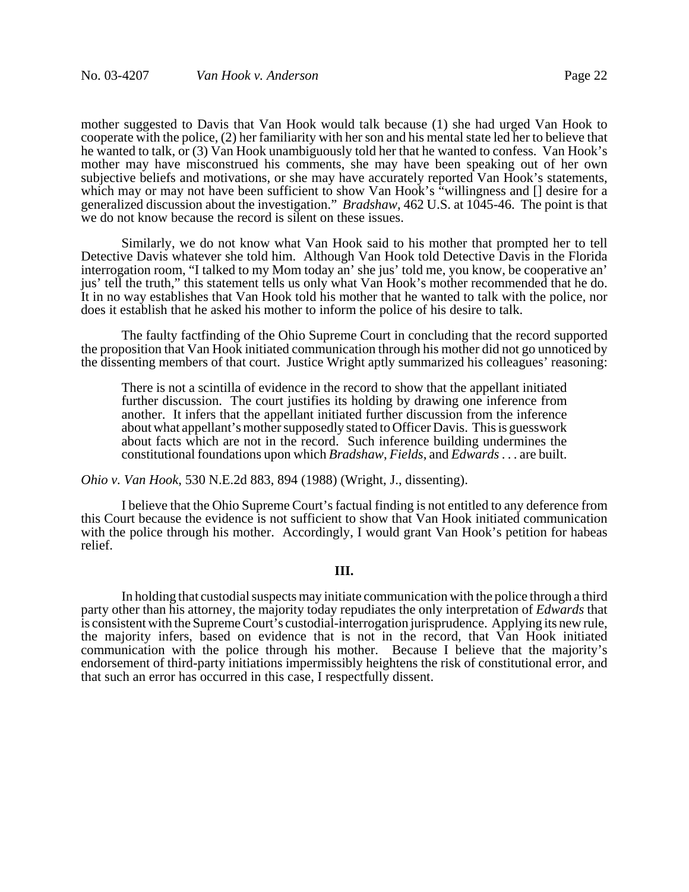mother suggested to Davis that Van Hook would talk because (1) she had urged Van Hook to cooperate with the police, (2) her familiarity with her son and his mental state led her to believe that he wanted to talk, or (3) Van Hook unambiguously told her that he wanted to confess. Van Hook's mother may have misconstrued his comments, she may have been speaking out of her own subjective beliefs and motivations, or she may have accurately reported Van Hook's statements, which may or may not have been sufficient to show Van Hook's "willingness and [] desire for a generalized discussion about the investigation." *Bradshaw*, 462 U.S. at 1045-46. The point is that we do not know because the record is silent on these issues.

Similarly, we do not know what Van Hook said to his mother that prompted her to tell Detective Davis whatever she told him. Although Van Hook told Detective Davis in the Florida interrogation room, "I talked to my Mom today an' she jus' told me, you know, be cooperative an' jus' tell the truth," this statement tells us only what Van Hook's mother recommended that he do. It in no way establishes that Van Hook told his mother that he wanted to talk with the police, nor does it establish that he asked his mother to inform the police of his desire to talk.

The faulty factfinding of the Ohio Supreme Court in concluding that the record supported the proposition that Van Hook initiated communication through his mother did not go unnoticed by the dissenting members of that court. Justice Wright aptly summarized his colleagues' reasoning:

> There is not a scintilla of evidence in the record to show that the appellant initiated further discussion. The court justifies its holding by drawing one inference from another. It infers that the appellant initiated further discussion from the inference about what appellant's mother supposedly stated to Officer Davis. This is guesswork about facts which are not in the record. Such inference building undermines the constitutional foundations upon which *Bradshaw*, *Fields*, and *Edwards* . . . are built.

*Ohio v. Van Hook*, 530 N.E.2d 883, 894 (1988) (Wright, J., dissenting).

I believe that the Ohio Supreme Court's factual finding is not entitled to any deference from this Court because the evidence is not sufficient to show that Van Hook initiated communication with the police through his mother. Accordingly, I would grant Van Hook's petition for habeas relief.

## III.

In holding that custodial suspects may initiate communication with the police through a third party other than his attorney, the majority today repudiates the only interpretation of *Edwards* that is consistent with the Supreme Court's custodial-interrogation jurisprudence. Applying its new rule, the majority infers, based on evidence that is not in the record, that Van Hook initiated communication with the police through his mother. Because I believe that the majority's endorsement of third-party initiations impermissibly heightens the risk of constitutional error, and that such an error has occurred in this case, I respectfully dissent.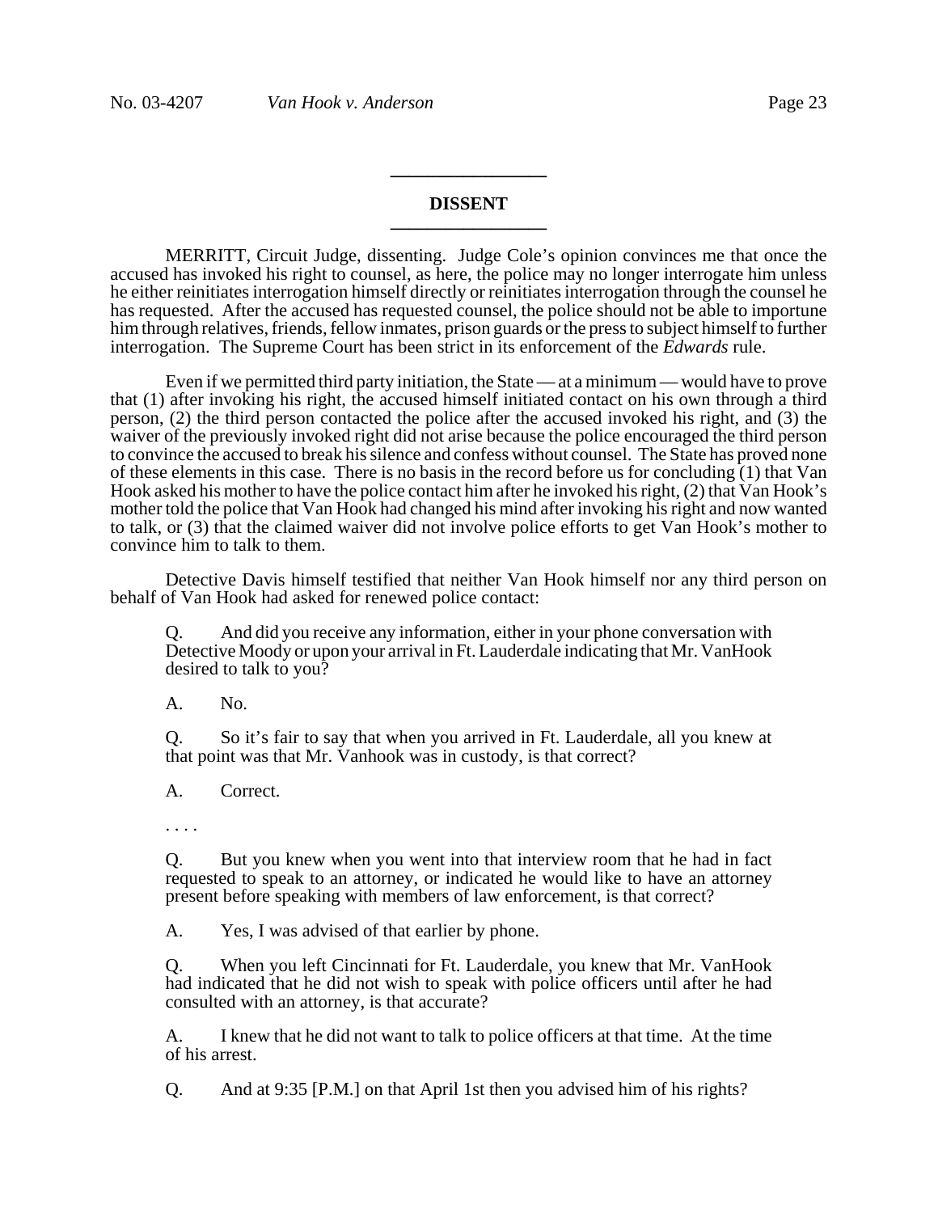## DISSENT

MERRITT, Circuit Judge, dissenting. Judge Cole's opinion convinces me that once the accused has invoked his right to counsel, as here, the police may no longer interrogate him unless he either reinitiates interrogation himself directly or reinitiates interrogation through the counsel he has requested. After the accused has requested counsel, the police should not be able to importune him through relatives, friends, fellow inmates, prison guards or the press to subject himself to further interrogation. The Supreme Court has been strict in its enforcement of the *Edwards* rule.

Even if we permitted third party initiation, the State — at a minimum — would have to prove that (1) after invoking his right, the accused himself initiated contact on his own through a third person, (2) the third person contacted the police after the accused invoked his right, and (3) the waiver of the previously invoked right did not arise because the police encouraged the third person to convince the accused to break his silence and confess without counsel. The State has proved none of these elements in this case. There is no basis in the record before us for concluding (1) that Van Hook asked his mother to have the police contact him after he invoked his right, (2) that Van Hook's mother told the police that Van Hook had changed his mind after invoking his right and now wanted to talk, or (3) that the claimed waiver did not involve police efforts to get Van Hook's mother to convince him to talk to them.

Detective Davis himself testified that neither Van Hook himself nor any third person on behalf of Van Hook had asked for renewed police contact:

> Q. And did you receive any information, either in your phone conversation with Detective Moody or upon your arrival in Ft. Lauderdale indicating that Mr. VanHook desired to talk to you?
>
> A. No.
>
> Q. So it's fair to say that when you arrived in Ft. Lauderdale, all you knew at that point was that Mr. Vanhook was in custody, is that correct?
>
> A. Correct.
>
> . . . .
>
> Q. But you knew when you went into that interview room that he had in fact requested to speak to an attorney, or indicated he would like to have an attorney present before speaking with members of law enforcement, is that correct?
>
> A. Yes, I was advised of that earlier by phone.
>
> Q. When you left Cincinnati for Ft. Lauderdale, you knew that Mr. VanHook had indicated that he did not wish to speak with police officers until after he had consulted with an attorney, is that accurate?
>
> A. I knew that he did not want to talk to police officers at that time. At the time of his arrest.
>
> Q. And at 9:35 [P.M.] on that April 1st then you advised him of his rights?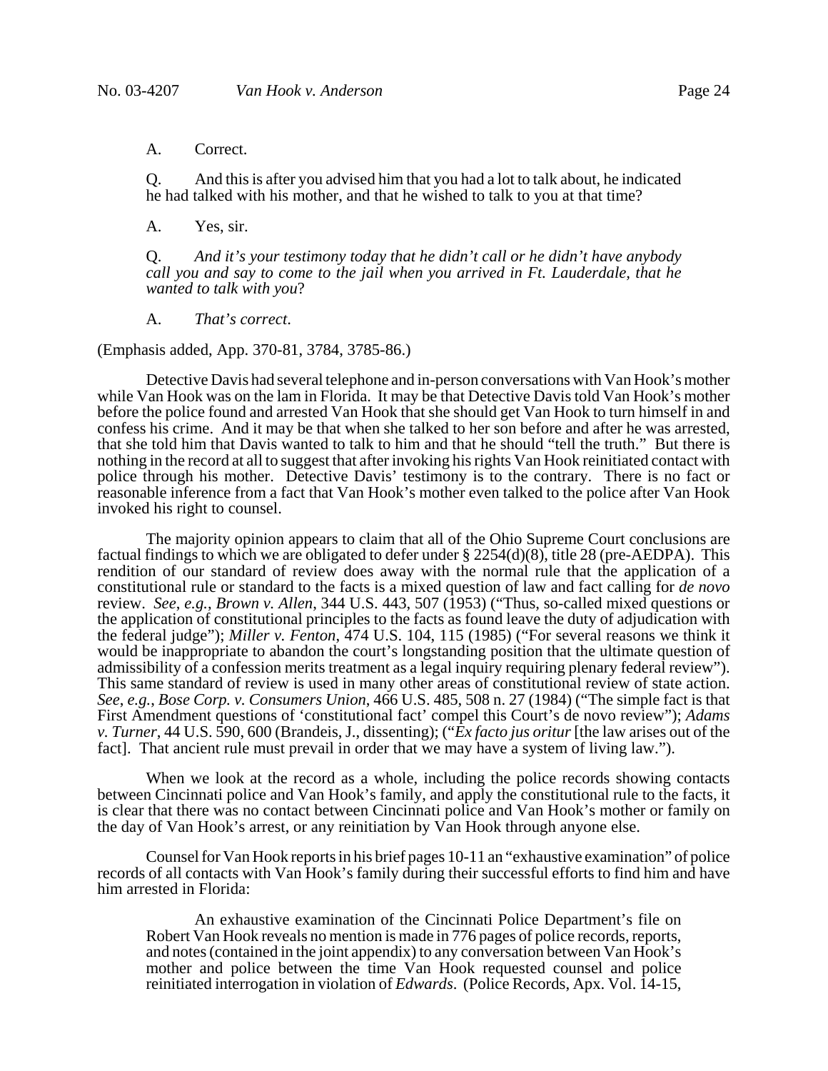A. Correct.

Q. And this is after you advised him that you had a lot to talk about, he indicated he had talked with his mother, and that he wished to talk to you at that time?

A. Yes, sir.

Q. *And it's your testimony today that he didn't call or he didn't have anybody call you and say to come to the jail when you arrived in Ft. Lauderdale, that he wanted to talk with you*?

A. *That's correct*.

(Emphasis added, App. 370-81, 3784, 3785-86.)

Detective Davis had several telephone and in-person conversations with Van Hook's mother while Van Hook was on the lam in Florida. It may be that Detective Davis told Van Hook's mother before the police found and arrested Van Hook that she should get Van Hook to turn himself in and confess his crime. And it may be that when she talked to her son before and after he was arrested, that she told him that Davis wanted to talk to him and that he should "tell the truth." But there is nothing in the record at all to suggest that after invoking his rights Van Hook reinitiated contact with police through his mother. Detective Davis' testimony is to the contrary. There is no fact or reasonable inference from a fact that Van Hook's mother even talked to the police after Van Hook invoked his right to counsel.

The majority opinion appears to claim that all of the Ohio Supreme Court conclusions are factual findings to which we are obligated to defer under § 2254(d)(8), title 28 (pre-AEDPA). This rendition of our standard of review does away with the normal rule that the application of a constitutional rule or standard to the facts is a mixed question of law and fact calling for *de novo* review. *See*, *e.g.*, *Brown v. Allen*, 344 U.S. 443, 507 (1953) ("Thus, so-called mixed questions or the application of constitutional principles to the facts as found leave the duty of adjudication with the federal judge"); *Miller v. Fenton*, 474 U.S. 104, 115 (1985) ("For several reasons we think it would be inappropriate to abandon the court's longstanding position that the ultimate question of admissibility of a confession merits treatment as a legal inquiry requiring plenary federal review"). This same standard of review is used in many other areas of constitutional review of state action. *See*, *e.g.*, *Bose Corp. v. Consumers Union*, 466 U.S. 485, 508 n. 27 (1984) ("The simple fact is that First Amendment questions of 'constitutional fact' compel this Court's de novo review"); *Adams v. Turner*, 44 U.S. 590, 600 (Brandeis, J., dissenting); ("*Ex facto jus oritur* [the law arises out of the fact]. That ancient rule must prevail in order that we may have a system of living law.").

When we look at the record as a whole, including the police records showing contacts between Cincinnati police and Van Hook's family, and apply the constitutional rule to the facts, it is clear that there was no contact between Cincinnati police and Van Hook's mother or family on the day of Van Hook's arrest, or any reinitiation by Van Hook through anyone else.

Counsel for Van Hook reports in his brief pages 10-11 an "exhaustive examination" of police records of all contacts with Van Hook's family during their successful efforts to find him and have him arrested in Florida:

> An exhaustive examination of the Cincinnati Police Department's file on Robert Van Hook reveals no mention is made in 776 pages of police records, reports, and notes (contained in the joint appendix) to any conversation between Van Hook's mother and police between the time Van Hook requested counsel and police reinitiated interrogation in violation of *Edwards*. (Police Records, Apx. Vol. 14-15,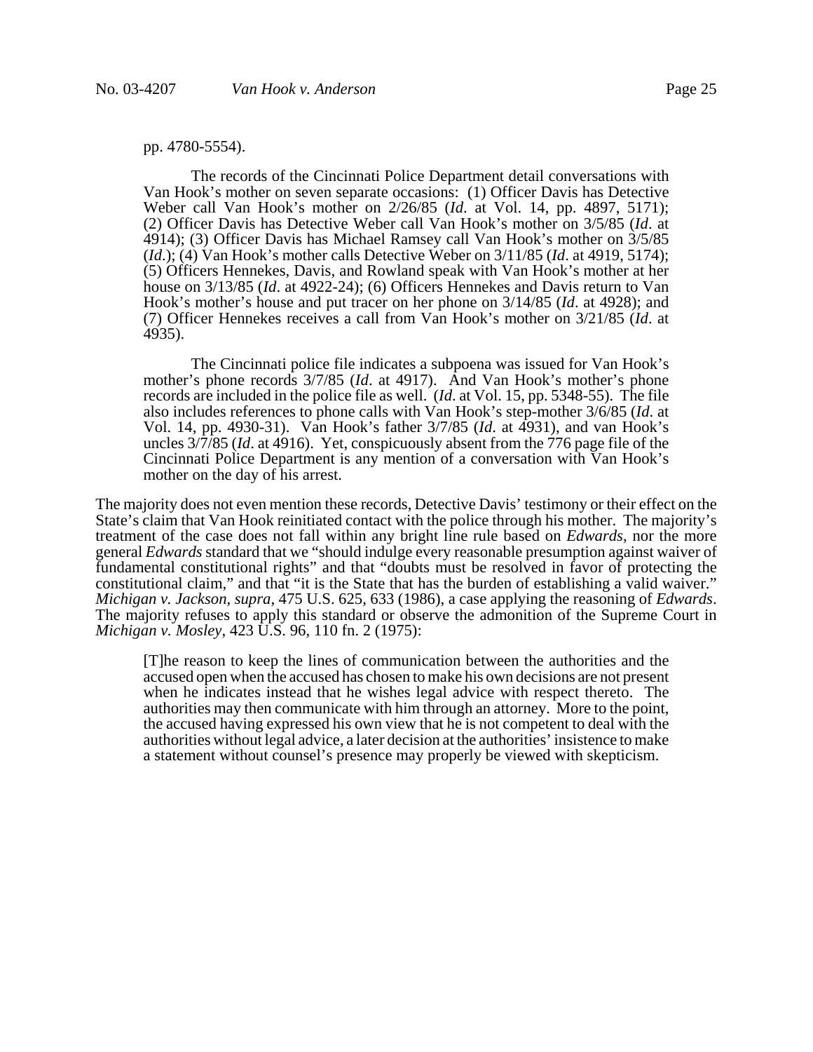pp. 4780-5554).

> The records of the Cincinnati Police Department detail conversations with Van Hook's mother on seven separate occasions: (1) Officer Davis has Detective Weber call Van Hook's mother on 2/26/85 (*Id*. at Vol. 14, pp. 4897, 5171); (2) Officer Davis has Detective Weber call Van Hook's mother on 3/5/85 (*Id*. at 4914); (3) Officer Davis has Michael Ramsey call Van Hook's mother on 3/5/85 (*Id*.); (4) Van Hook's mother calls Detective Weber on 3/11/85 (*Id*. at 4919, 5174); (5) Officers Hennekes, Davis, and Rowland speak with Van Hook's mother at her house on 3/13/85 (*Id*. at 4922-24); (6) Officers Hennekes and Davis return to Van Hook's mother's house and put tracer on her phone on 3/14/85 (*Id*. at 4928); and (7) Officer Hennekes receives a call from Van Hook's mother on 3/21/85 (*Id*. at 4935).
>
> The Cincinnati police file indicates a subpoena was issued for Van Hook's mother's phone records 3/7/85 (*Id*. at 4917). And Van Hook's mother's phone records are included in the police file as well. (*Id*. at Vol. 15, pp. 5348-55). The file also includes references to phone calls with Van Hook's step-mother 3/6/85 (*Id*. at Vol. 14, pp. 4930-31). Van Hook's father 3/7/85 (*Id*. at 4931), and van Hook's uncles 3/7/85 (*Id*. at 4916). Yet, conspicuously absent from the 776 page file of the Cincinnati Police Department is any mention of a conversation with Van Hook's mother on the day of his arrest.

The majority does not even mention these records, Detective Davis' testimony or their effect on the State's claim that Van Hook reinitiated contact with the police through his mother. The majority's treatment of the case does not fall within any bright line rule based on *Edwards*, nor the more general *Edwards* standard that we "should indulge every reasonable presumption against waiver of fundamental constitutional rights" and that "doubts must be resolved in favor of protecting the constitutional claim," and that "it is the State that has the burden of establishing a valid waiver." *Michigan v. Jackson*, *supra*, 475 U.S. 625, 633 (1986), a case applying the reasoning of *Edwards*. The majority refuses to apply this standard or observe the admonition of the Supreme Court in *Michigan v. Mosley*, 423 U.S. 96, 110 fn. 2 (1975):

> [T]he reason to keep the lines of communication between the authorities and the accused open when the accused has chosen to make his own decisions are not present when he indicates instead that he wishes legal advice with respect thereto. The authorities may then communicate with him through an attorney. More to the point, the accused having expressed his own view that he is not competent to deal with the authorities without legal advice, a later decision at the authorities' insistence to make a statement without counsel's presence may properly be viewed with skepticism.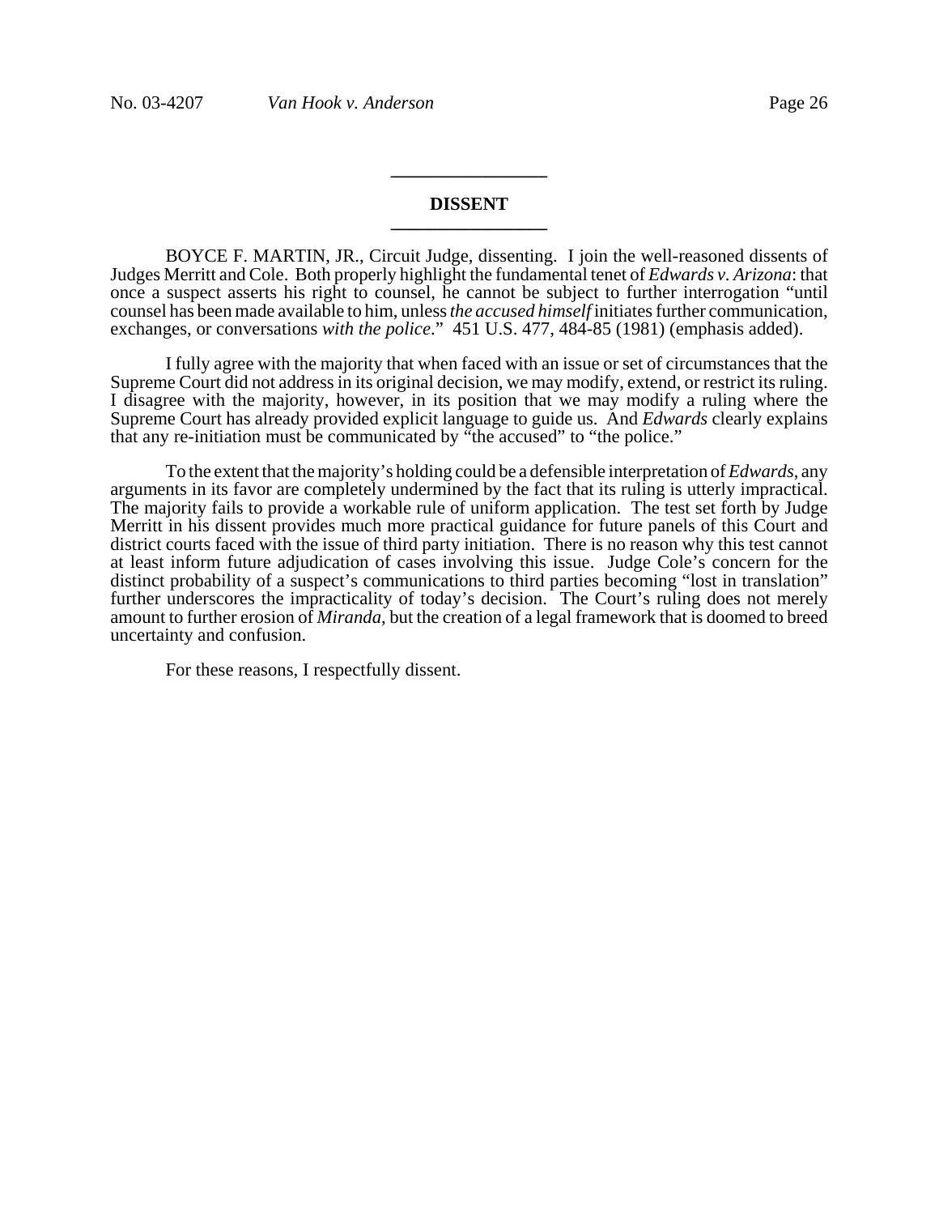## DISSENT

BOYCE F. MARTIN, JR., Circuit Judge, dissenting. I join the well-reasoned dissents of Judges Merritt and Cole. Both properly highlight the fundamental tenet of *Edwards v. Arizona*: that once a suspect asserts his right to counsel, he cannot be subject to further interrogation "until counsel has been made available to him, unless *the accused himself* initiates further communication, exchanges, or conversations *with the police*." 451 U.S. 477, 484-85 (1981) (emphasis added).

I fully agree with the majority that when faced with an issue or set of circumstances that the Supreme Court did not address in its original decision, we may modify, extend, or restrict its ruling. I disagree with the majority, however, in its position that we may modify a ruling where the Supreme Court has already provided explicit language to guide us. And *Edwards* clearly explains that any re-initiation must be communicated by "the accused" to "the police."

To the extent that the majority's holding could be a defensible interpretation of *Edwards*, any arguments in its favor are completely undermined by the fact that its ruling is utterly impractical. The majority fails to provide a workable rule of uniform application. The test set forth by Judge Merritt in his dissent provides much more practical guidance for future panels of this Court and district courts faced with the issue of third party initiation. There is no reason why this test cannot at least inform future adjudication of cases involving this issue. Judge Cole's concern for the distinct probability of a suspect's communications to third parties becoming "lost in translation" further underscores the impracticality of today's decision. The Court's ruling does not merely amount to further erosion of *Miranda*, but the creation of a legal framework that is doomed to breed uncertainty and confusion.

For these reasons, I respectfully dissent.